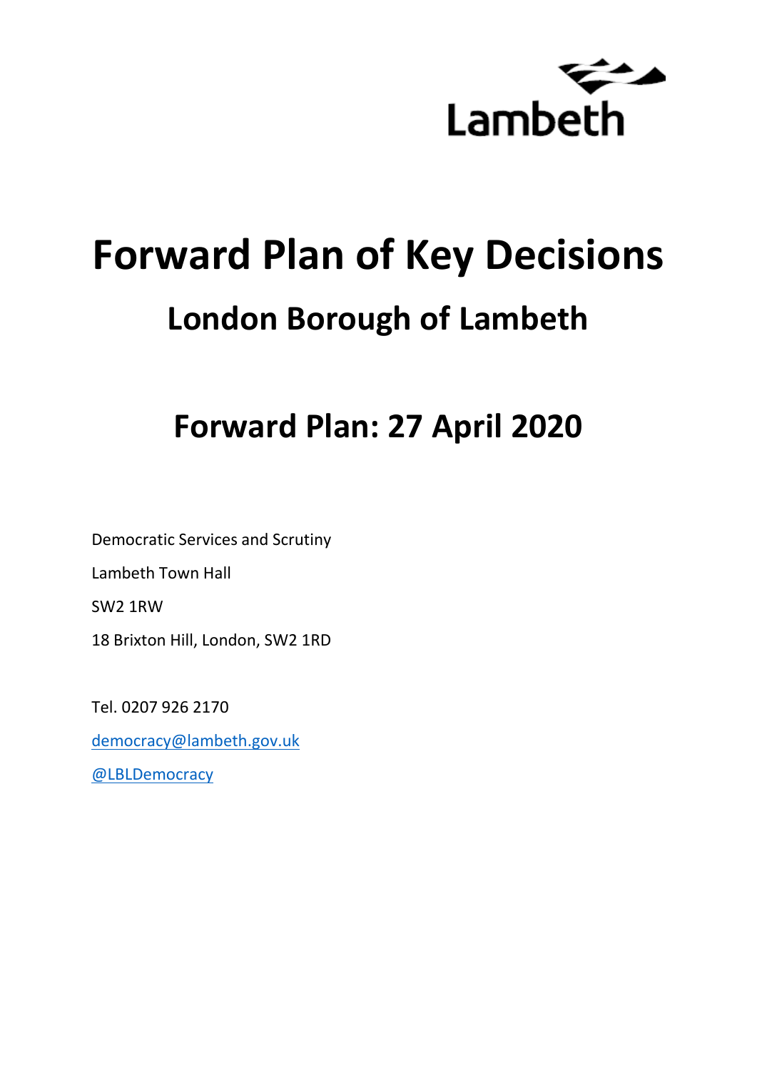Lambeth

# Forward Plan of Key Decisions

## London Borough of Lambeth

## Forward Plan: 27 April 2020

Democratic Services and Scrutiny

Lambeth Town Hall

SW2 1RW

18 Brixton Hill, London, SW2 1RD

Tel. 0207 926 2170

democracy@lambeth.gov.uk

@LBLDemocracy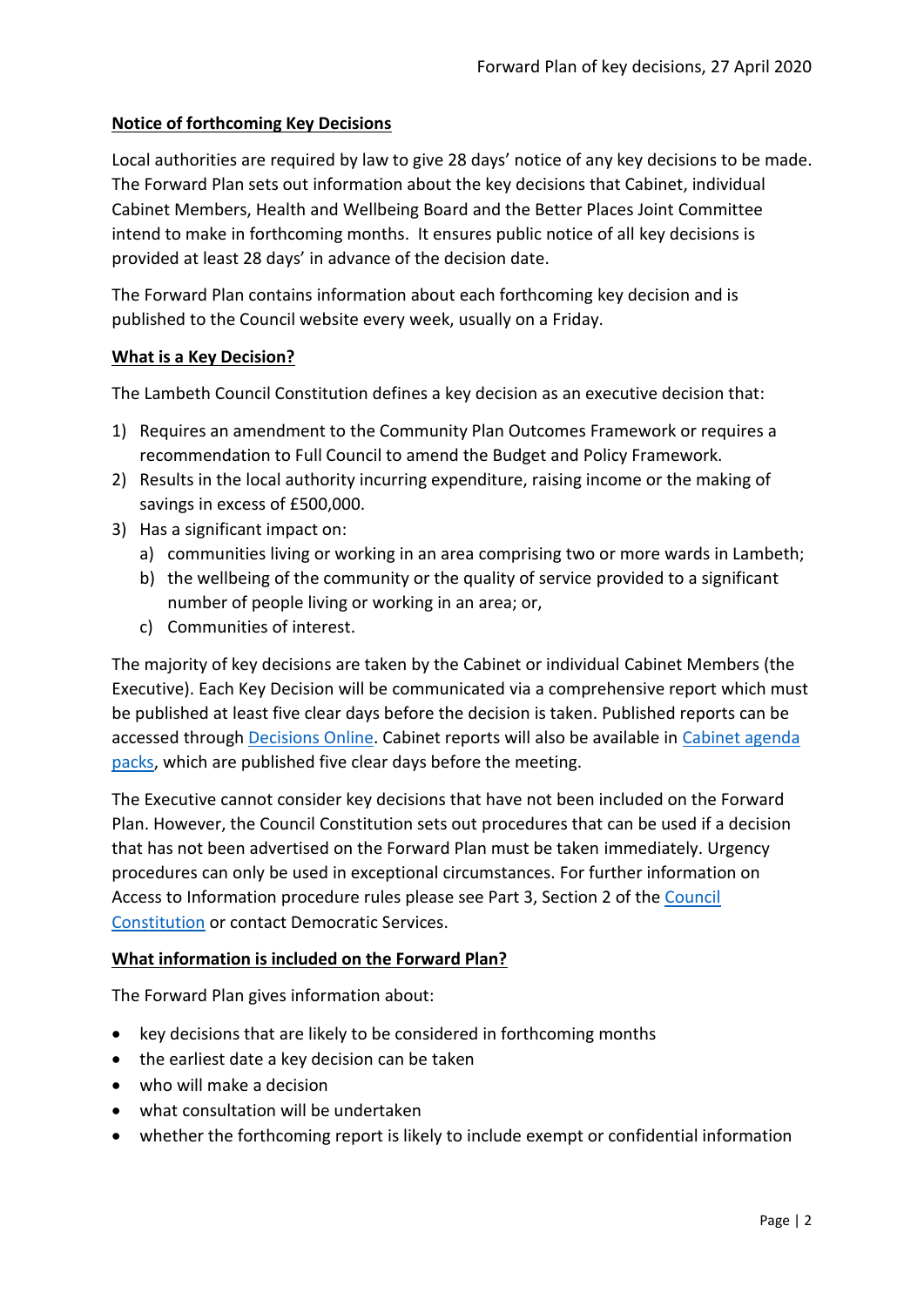## Notice of forthcoming Key Decisions

Local authorities are required by law to give 28 days' notice of any key decisions to be made. The Forward Plan sets out information about the key decisions that Cabinet, individual Cabinet Members, Health and Wellbeing Board and the Better Places Joint Committee intend to make in forthcoming months. It ensures public notice of all key decisions is provided at least 28 days' in advance of the decision date.

The Forward Plan contains information about each forthcoming key decision and is published to the Council website every week, usually on a Friday.

## What is a Key Decision?

The Lambeth Council Constitution defines a key decision as an executive decision that:

1) Requires an amendment to the Community Plan Outcomes Framework or requires a recommendation to Full Council to amend the Budget and Policy Framework.
2) Results in the local authority incurring expenditure, raising income or the making of savings in excess of £500,000.
3) Has a significant impact on:
   a) communities living or working in an area comprising two or more wards in Lambeth;
   b) the wellbeing of the community or the quality of service provided to a significant number of people living or working in an area; or,
   c) Communities of interest.

The majority of key decisions are taken by the Cabinet or individual Cabinet Members (the Executive). Each Key Decision will be communicated via a comprehensive report which must be published at least five clear days before the decision is taken. Published reports can be accessed through Decisions Online. Cabinet reports will also be available in Cabinet agenda packs, which are published five clear days before the meeting.

The Executive cannot consider key decisions that have not been included on the Forward Plan. However, the Council Constitution sets out procedures that can be used if a decision that has not been advertised on the Forward Plan must be taken immediately. Urgency procedures can only be used in exceptional circumstances. For further information on Access to Information procedure rules please see Part 3, Section 2 of the Council Constitution or contact Democratic Services.

## What information is included on the Forward Plan?

The Forward Plan gives information about:

- key decisions that are likely to be considered in forthcoming months
- the earliest date a key decision can be taken
- who will make a decision
- what consultation will be undertaken
- whether the forthcoming report is likely to include exempt or confidential information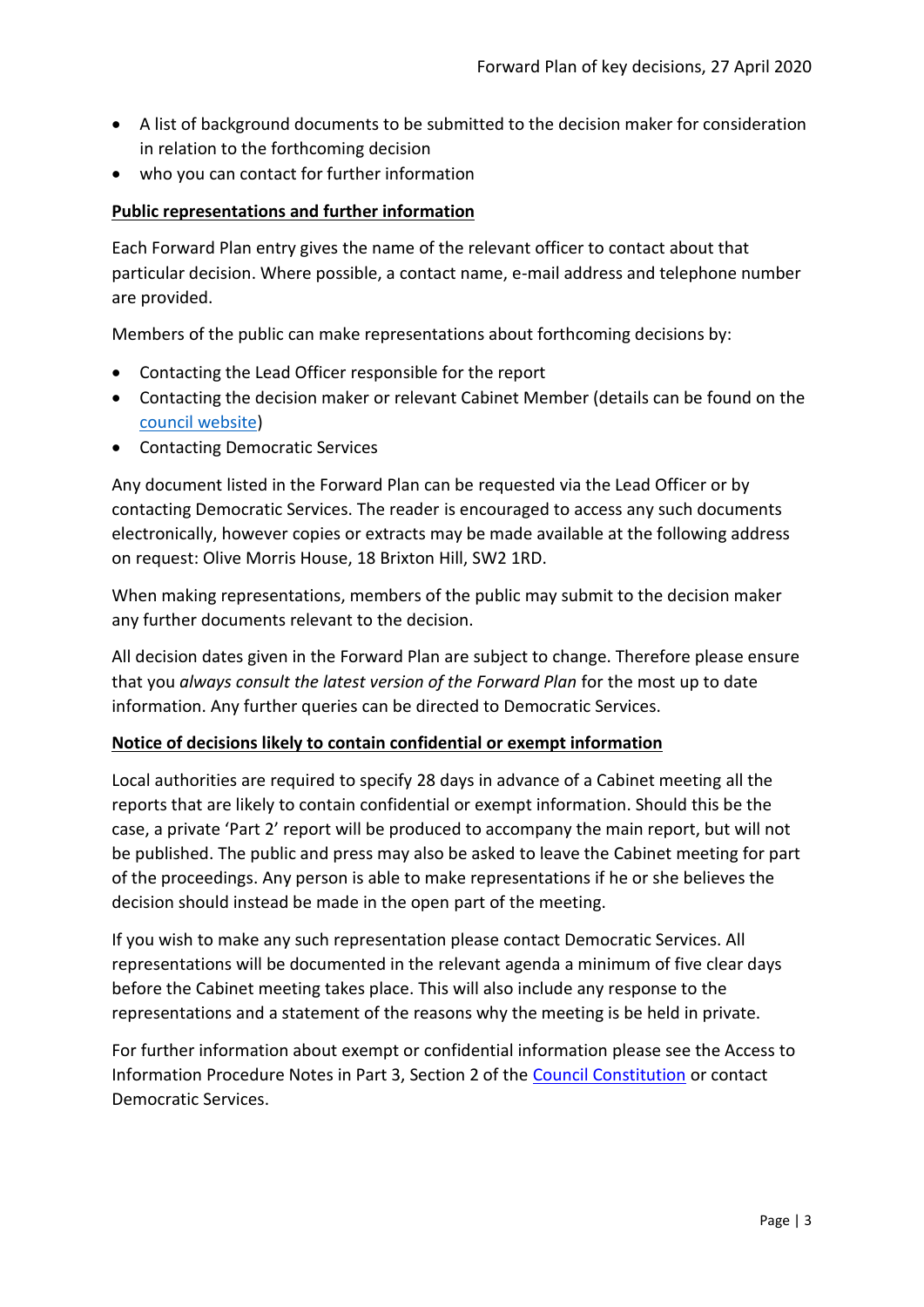- A list of background documents to be submitted to the decision maker for consideration in relation to the forthcoming decision
- who you can contact for further information

**Public representations and further information**

Each Forward Plan entry gives the name of the relevant officer to contact about that particular decision. Where possible, a contact name, e-mail address and telephone number are provided.

Members of the public can make representations about forthcoming decisions by:

- Contacting the Lead Officer responsible for the report
- Contacting the decision maker or relevant Cabinet Member (details can be found on the council website)
- Contacting Democratic Services

Any document listed in the Forward Plan can be requested via the Lead Officer or by contacting Democratic Services. The reader is encouraged to access any such documents electronically, however copies or extracts may be made available at the following address on request: Olive Morris House, 18 Brixton Hill, SW2 1RD.

When making representations, members of the public may submit to the decision maker any further documents relevant to the decision.

All decision dates given in the Forward Plan are subject to change. Therefore please ensure that you *always consult the latest version of the Forward Plan* for the most up to date information. Any further queries can be directed to Democratic Services.

**Notice of decisions likely to contain confidential or exempt information**

Local authorities are required to specify 28 days in advance of a Cabinet meeting all the reports that are likely to contain confidential or exempt information. Should this be the case, a private 'Part 2' report will be produced to accompany the main report, but will not be published. The public and press may also be asked to leave the Cabinet meeting for part of the proceedings. Any person is able to make representations if he or she believes the decision should instead be made in the open part of the meeting.

If you wish to make any such representation please contact Democratic Services. All representations will be documented in the relevant agenda a minimum of five clear days before the Cabinet meeting takes place. This will also include any response to the representations and a statement of the reasons why the meeting is be held in private.

For further information about exempt or confidential information please see the Access to Information Procedure Notes in Part 3, Section 2 of the Council Constitution or contact Democratic Services.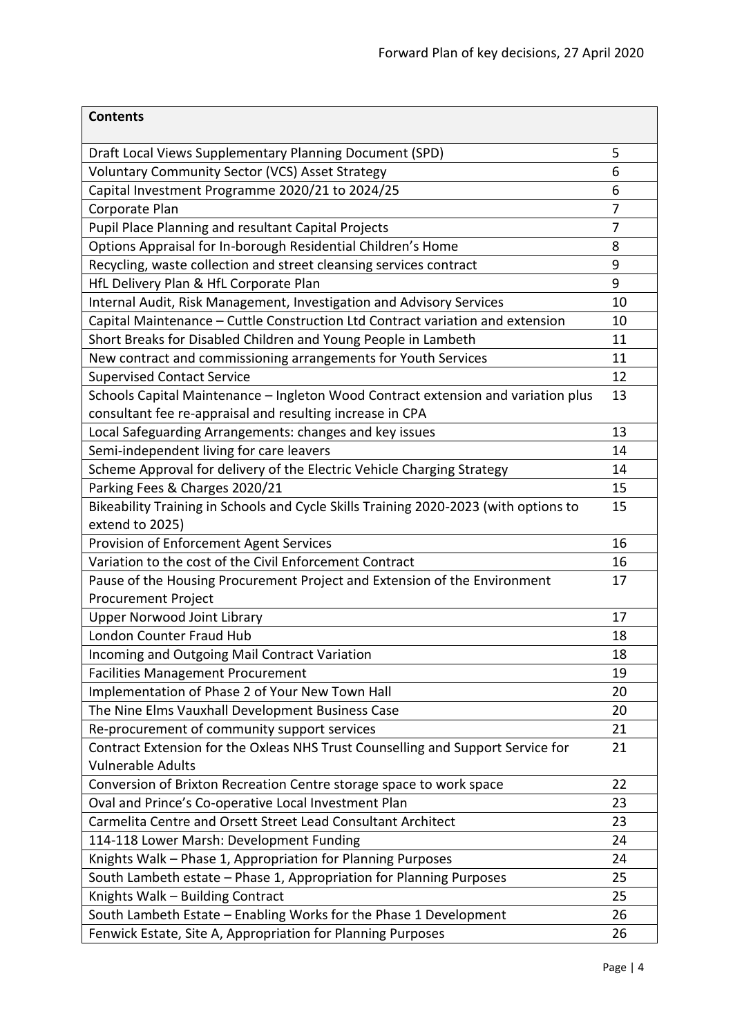| Contents | |
|---|---|
| Draft Local Views Supplementary Planning Document (SPD) | 5 |
| Voluntary Community Sector (VCS) Asset Strategy | 6 |
| Capital Investment Programme 2020/21 to 2024/25 | 6 |
| Corporate Plan | 7 |
| Pupil Place Planning and resultant Capital Projects | 7 |
| Options Appraisal for In-borough Residential Children's Home | 8 |
| Recycling, waste collection and street cleansing services contract | 9 |
| HfL Delivery Plan & HfL Corporate Plan | 9 |
| Internal Audit, Risk Management, Investigation and Advisory Services | 10 |
| Capital Maintenance – Cuttle Construction Ltd Contract variation and extension | 10 |
| Short Breaks for Disabled Children and Young People in Lambeth | 11 |
| New contract and commissioning arrangements for Youth Services | 11 |
| Supervised Contact Service | 12 |
| Schools Capital Maintenance – Ingleton Wood Contract extension and variation plus consultant fee re-appraisal and resulting increase in CPA | 13 |
| Local Safeguarding Arrangements: changes and key issues | 13 |
| Semi-independent living for care leavers | 14 |
| Scheme Approval for delivery of the Electric Vehicle Charging Strategy | 14 |
| Parking Fees & Charges 2020/21 | 15 |
| Bikeability Training in Schools and Cycle Skills Training 2020-2023 (with options to extend to 2025) | 15 |
| Provision of Enforcement Agent Services | 16 |
| Variation to the cost of the Civil Enforcement Contract | 16 |
| Pause of the Housing Procurement Project and Extension of the Environment Procurement Project | 17 |
| Upper Norwood Joint Library | 17 |
| London Counter Fraud Hub | 18 |
| Incoming and Outgoing Mail Contract Variation | 18 |
| Facilities Management Procurement | 19 |
| Implementation of Phase 2 of Your New Town Hall | 20 |
| The Nine Elms Vauxhall Development Business Case | 20 |
| Re-procurement of community support services | 21 |
| Contract Extension for the Oxleas NHS Trust Counselling and Support Service for Vulnerable Adults | 21 |
| Conversion of Brixton Recreation Centre storage space to work space | 22 |
| Oval and Prince's Co-operative Local Investment Plan | 23 |
| Carmelita Centre and Orsett Street Lead Consultant Architect | 23 |
| 114-118 Lower Marsh: Development Funding | 24 |
| Knights Walk – Phase 1, Appropriation for Planning Purposes | 24 |
| South Lambeth estate – Phase 1, Appropriation for Planning Purposes | 25 |
| Knights Walk – Building Contract | 25 |
| South Lambeth Estate – Enabling Works for the Phase 1 Development | 26 |
| Fenwick Estate, Site A, Appropriation for Planning Purposes | 26 |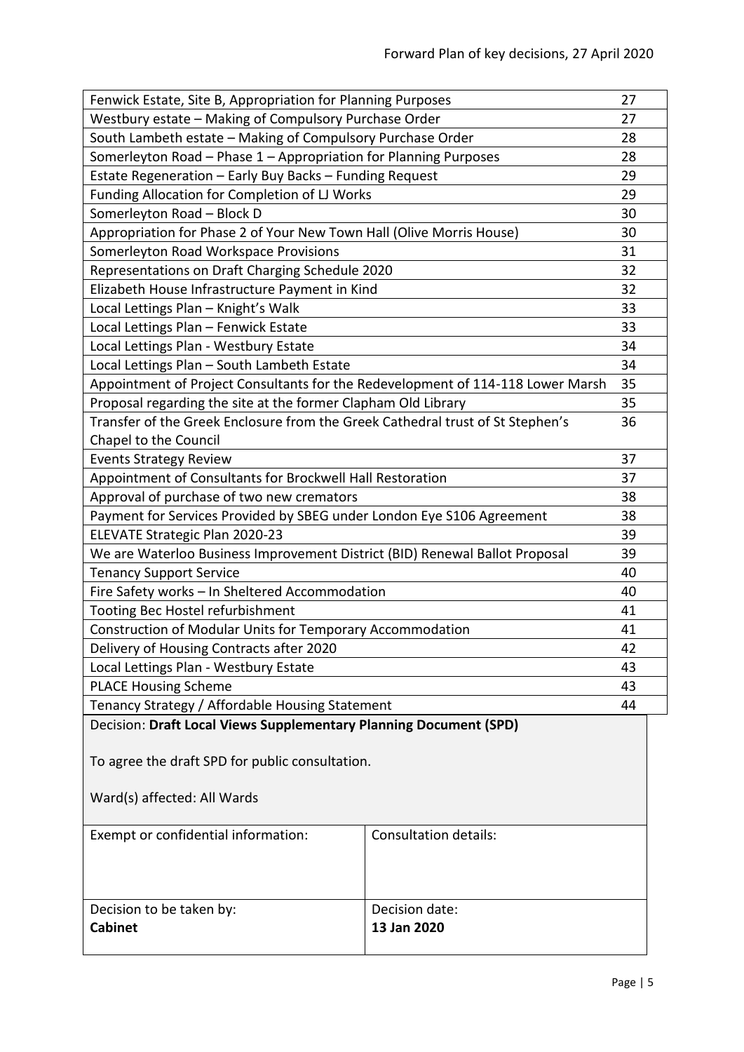| | |
|---|---|
| Fenwick Estate, Site B, Appropriation for Planning Purposes | 27 |
| Westbury estate – Making of Compulsory Purchase Order | 27 |
| South Lambeth estate – Making of Compulsory Purchase Order | 28 |
| Somerleyton Road – Phase 1 – Appropriation for Planning Purposes | 28 |
| Estate Regeneration – Early Buy Backs – Funding Request | 29 |
| Funding Allocation for Completion of LJ Works | 29 |
| Somerleyton Road – Block D | 30 |
| Appropriation for Phase 2 of Your New Town Hall (Olive Morris House) | 30 |
| Somerleyton Road Workspace Provisions | 31 |
| Representations on Draft Charging Schedule 2020 | 32 |
| Elizabeth House Infrastructure Payment in Kind | 32 |
| Local Lettings Plan – Knight's Walk | 33 |
| Local Lettings Plan – Fenwick Estate | 33 |
| Local Lettings Plan - Westbury Estate | 34 |
| Local Lettings Plan – South Lambeth Estate | 34 |
| Appointment of Project Consultants for the Redevelopment of 114-118 Lower Marsh | 35 |
| Proposal regarding the site at the former Clapham Old Library | 35 |
| Transfer of the Greek Enclosure from the Greek Cathedral trust of St Stephen's Chapel to the Council | 36 |
| Events Strategy Review | 37 |
| Appointment of Consultants for Brockwell Hall Restoration | 37 |
| Approval of purchase of two new cremators | 38 |
| Payment for Services Provided by SBEG under London Eye S106 Agreement | 38 |
| ELEVATE Strategic Plan 2020-23 | 39 |
| We are Waterloo Business Improvement District (BID) Renewal Ballot Proposal | 39 |
| Tenancy Support Service | 40 |
| Fire Safety works – In Sheltered Accommodation | 40 |
| Tooting Bec Hostel refurbishment | 41 |
| Construction of Modular Units for Temporary Accommodation | 41 |
| Delivery of Housing Contracts after 2020 | 42 |
| Local Lettings Plan - Westbury Estate | 43 |
| PLACE Housing Scheme | 43 |
| Tenancy Strategy / Affordable Housing Statement | 44 |

Decision: **Draft Local Views Supplementary Planning Document (SPD)**

To agree the draft SPD for public consultation.

Ward(s) affected: All Wards

| Exempt or confidential information: | Consultation details: |
|---|---|
| Decision to be taken by: **Cabinet** | Decision date: **13 Jan 2020** |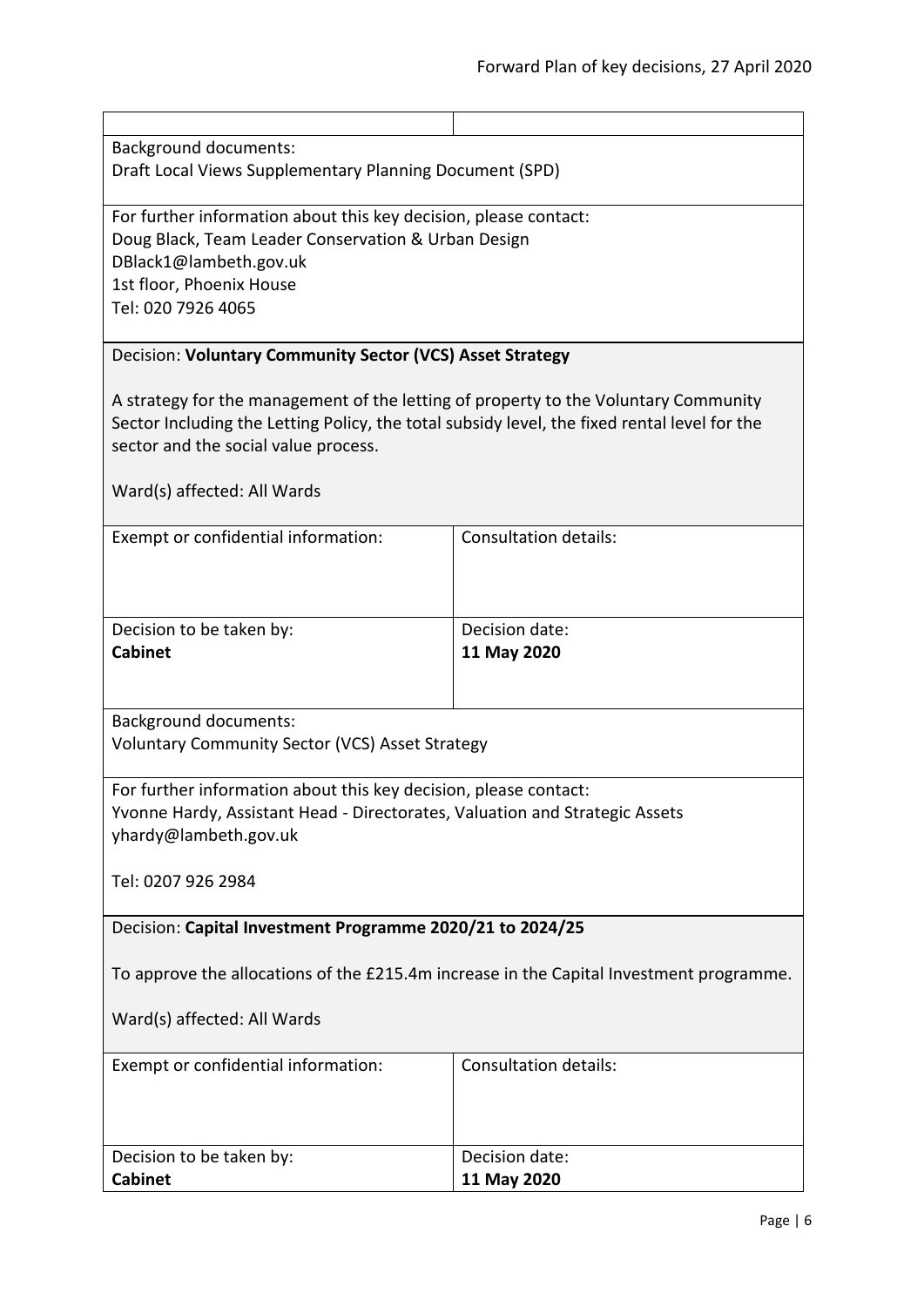| | |
|---|---|
| Background documents:<br>Draft Local Views Supplementary Planning Document (SPD) | |
| For further information about this key decision, please contact:<br>Doug Black, Team Leader Conservation & Urban Design<br>DBlack1@lambeth.gov.uk<br>1st floor, Phoenix House<br>Tel: 020 7926 4065 | |

Decision: **Voluntary Community Sector (VCS) Asset Strategy**

A strategy for the management of the letting of property to the Voluntary Community Sector Including the Letting Policy, the total subsidy level, the fixed rental level for the sector and the social value process.

Ward(s) affected: All Wards

| Exempt or confidential information: | Consultation details: |
|---|---|
| Decision to be taken by:<br>**Cabinet** | Decision date:<br>**11 May 2020** |
| Background documents:<br>Voluntary Community Sector (VCS) Asset Strategy | |
| For further information about this key decision, please contact:<br>Yvonne Hardy, Assistant Head - Directorates, Valuation and Strategic Assets<br>yhardy@lambeth.gov.uk<br><br>Tel: 0207 926 2984 | |

Decision: **Capital Investment Programme 2020/21 to 2024/25**

To approve the allocations of the £215.4m increase in the Capital Investment programme.

Ward(s) affected: All Wards

| Exempt or confidential information: | Consultation details: |
|---|---|
| Decision to be taken by:<br>**Cabinet** | Decision date:<br>**11 May 2020** |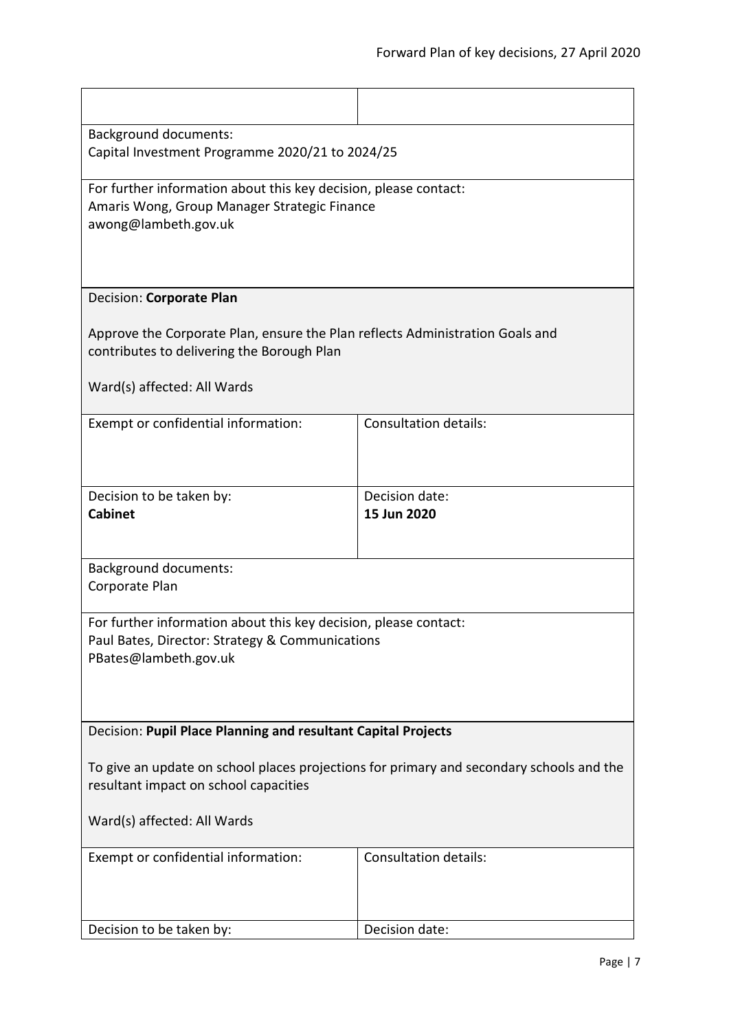| | |
|---|---|
| | |

Background documents:
Capital Investment Programme 2020/21 to 2024/25

For further information about this key decision, please contact:
Amaris Wong, Group Manager Strategic Finance
awong@lambeth.gov.uk

Decision: **Corporate Plan**

Approve the Corporate Plan, ensure the Plan reflects Administration Goals and contributes to delivering the Borough Plan

Ward(s) affected: All Wards

| Exempt or confidential information: | Consultation details: |
|---|---|
| Decision to be taken by:<br>**Cabinet** | Decision date:<br>**15 Jun 2020** |

Background documents:
Corporate Plan

For further information about this key decision, please contact:
Paul Bates, Director: Strategy & Communications
PBates@lambeth.gov.uk

Decision: **Pupil Place Planning and resultant Capital Projects**

To give an update on school places projections for primary and secondary schools and the resultant impact on school capacities

Ward(s) affected: All Wards

| Exempt or confidential information: | Consultation details: |
|---|---|
| Decision to be taken by: | Decision date: |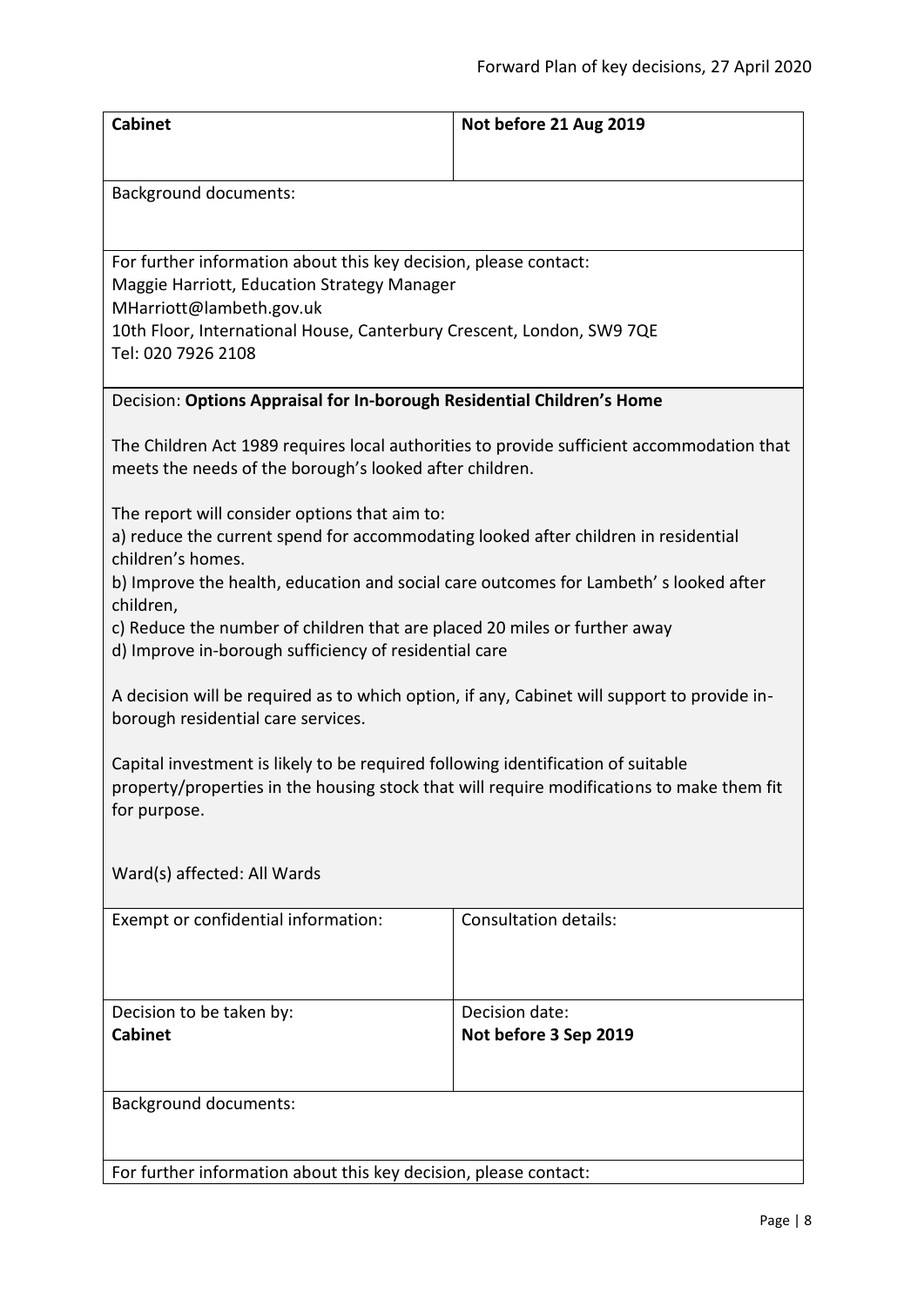| **Cabinet** | **Not before 21 Aug 2019** |
|---|---|

Background documents:

For further information about this key decision, please contact:
Maggie Harriott, Education Strategy Manager
MHarriott@lambeth.gov.uk
10th Floor, International House, Canterbury Crescent, London, SW9 7QE
Tel: 020 7926 2108

Decision: **Options Appraisal for In-borough Residential Children's Home**

The Children Act 1989 requires local authorities to provide sufficient accommodation that meets the needs of the borough's looked after children.

The report will consider options that aim to:
a) reduce the current spend for accommodating looked after children in residential children's homes.
b) Improve the health, education and social care outcomes for Lambeth' s looked after children,
c) Reduce the number of children that are placed 20 miles or further away
d) Improve in-borough sufficiency of residential care

A decision will be required as to which option, if any, Cabinet will support to provide in-borough residential care services.

Capital investment is likely to be required following identification of suitable property/properties in the housing stock that will require modifications to make them fit for purpose.

Ward(s) affected: All Wards

| Exempt or confidential information: | Consultation details: |
|---|---|
| Decision to be taken by:<br>**Cabinet** | Decision date:<br>**Not before 3 Sep 2019** |

Background documents:

For further information about this key decision, please contact: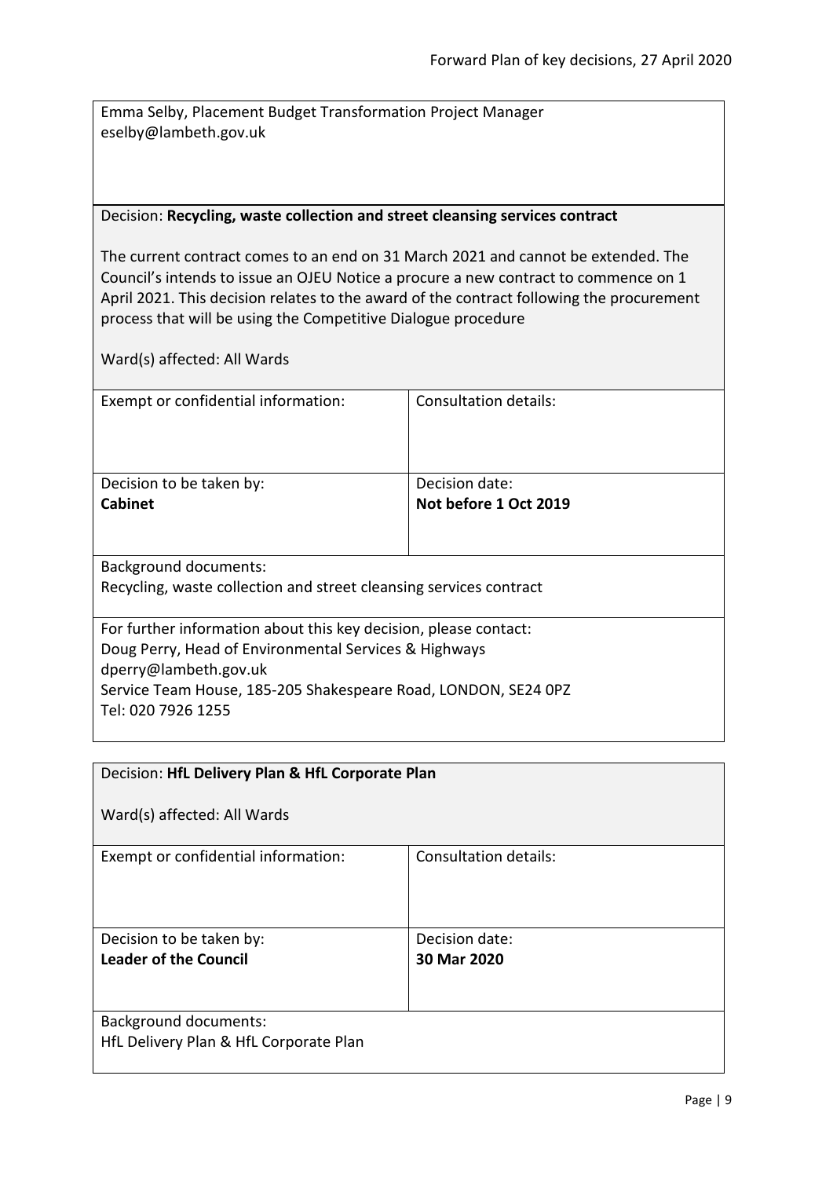Emma Selby, Placement Budget Transformation Project Manager
eselby@lambeth.gov.uk

Decision: **Recycling, waste collection and street cleansing services contract**

The current contract comes to an end on 31 March 2021 and cannot be extended. The Council's intends to issue an OJEU Notice a procure a new contract to commence on 1 April 2021. This decision relates to the award of the contract following the procurement process that will be using the Competitive Dialogue procedure

Ward(s) affected: All Wards

| Exempt or confidential information: | Consultation details: |
|---|---|
| Decision to be taken by:<br>**Cabinet** | Decision date:<br>**Not before 1 Oct 2019** |

Background documents:
Recycling, waste collection and street cleansing services contract

For further information about this key decision, please contact:
Doug Perry, Head of Environmental Services & Highways
dperry@lambeth.gov.uk
Service Team House, 185-205 Shakespeare Road, LONDON, SE24 0PZ
Tel: 020 7926 1255

Decision: **HfL Delivery Plan & HfL Corporate Plan**

Ward(s) affected: All Wards

| Exempt or confidential information: | Consultation details: |
|---|---|
| Decision to be taken by:<br>**Leader of the Council** | Decision date:<br>**30 Mar 2020** |

Background documents:
HfL Delivery Plan & HfL Corporate Plan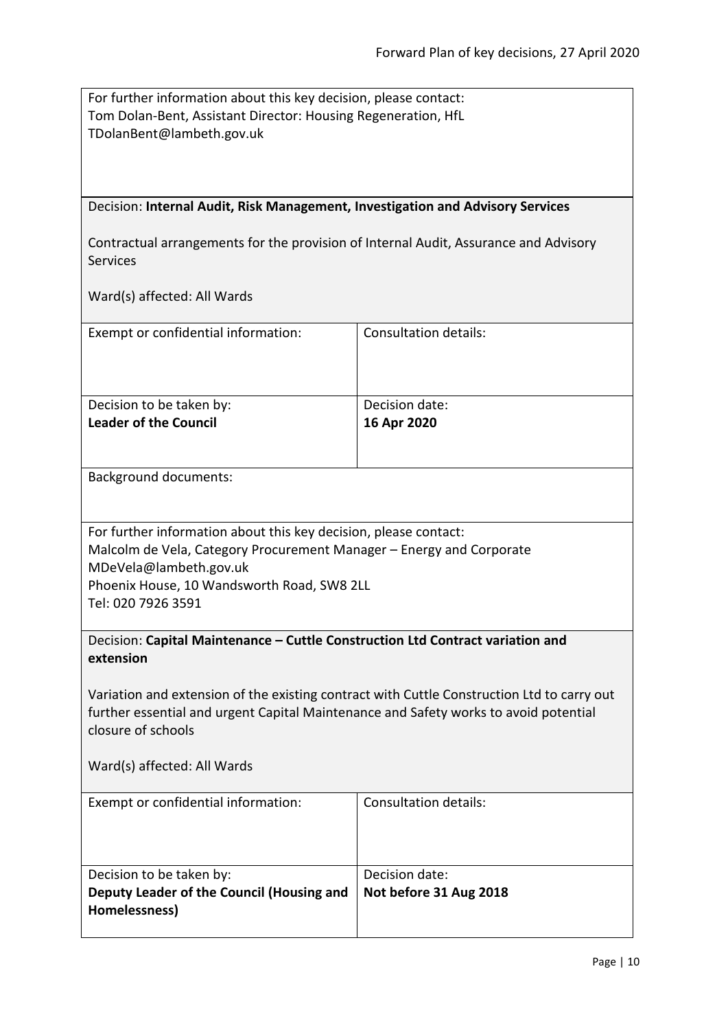For further information about this key decision, please contact:
Tom Dolan-Bent, Assistant Director: Housing Regeneration, HfL
TDolanBent@lambeth.gov.uk

Decision: **Internal Audit, Risk Management, Investigation and Advisory Services**

Contractual arrangements for the provision of Internal Audit, Assurance and Advisory Services

Ward(s) affected: All Wards

| Exempt or confidential information: | Consultation details: |
| --- | --- |
| Decision to be taken by:<br>**Leader of the Council** | Decision date:<br>**16 Apr 2020** |

Background documents:

For further information about this key decision, please contact:
Malcolm de Vela, Category Procurement Manager – Energy and Corporate
MDeVela@lambeth.gov.uk
Phoenix House, 10 Wandsworth Road, SW8 2LL
Tel: 020 7926 3591

Decision: **Capital Maintenance – Cuttle Construction Ltd Contract variation and extension**

Variation and extension of the existing contract with Cuttle Construction Ltd to carry out further essential and urgent Capital Maintenance and Safety works to avoid potential closure of schools

Ward(s) affected: All Wards

| Exempt or confidential information: | Consultation details: |
| --- | --- |
| Decision to be taken by:<br>**Deputy Leader of the Council (Housing and Homelessness)** | Decision date:<br>**Not before 31 Aug 2018** |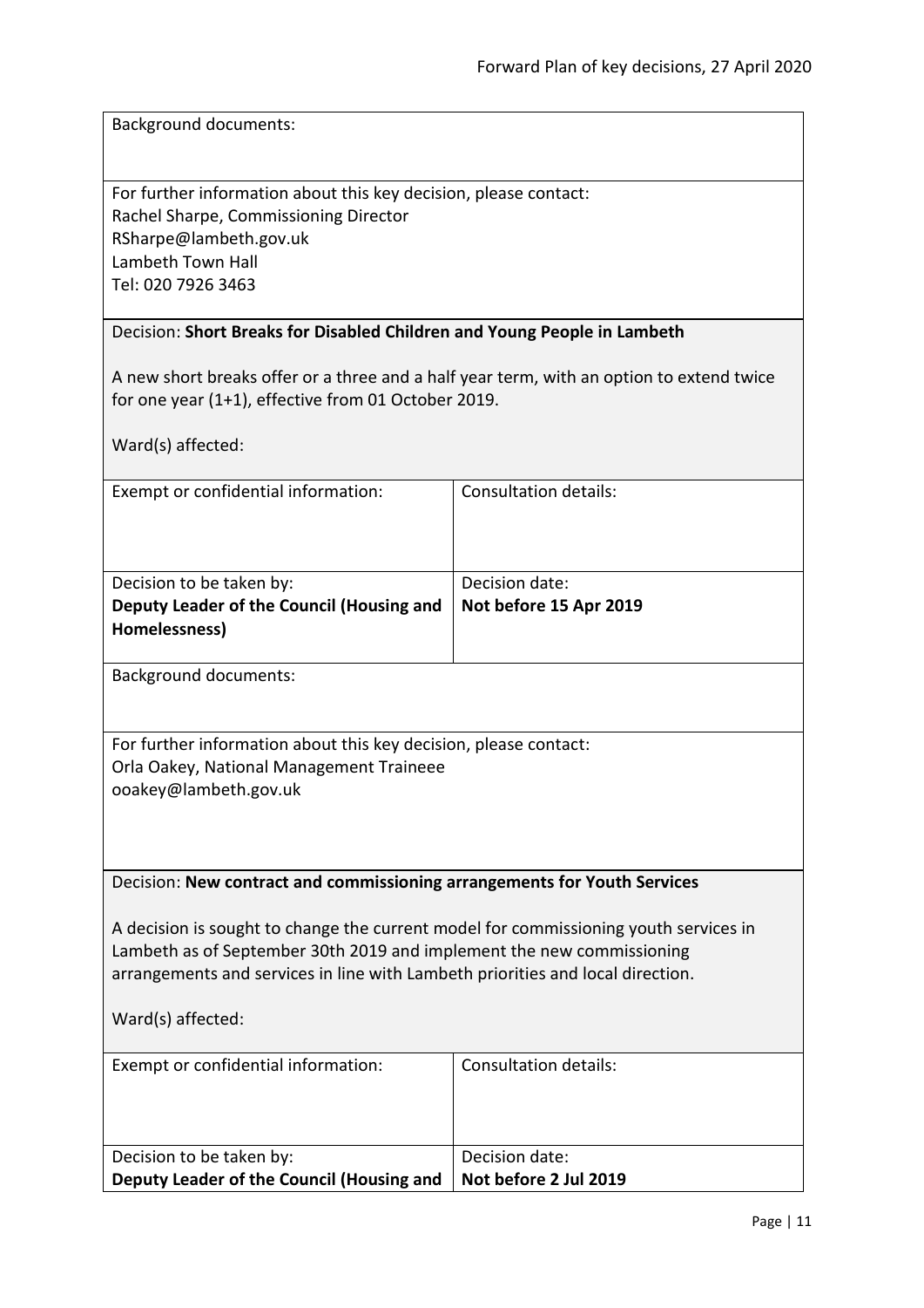Background documents:

For further information about this key decision, please contact:
Rachel Sharpe, Commissioning Director
RSharpe@lambeth.gov.uk
Lambeth Town Hall
Tel: 020 7926 3463

Decision: **Short Breaks for Disabled Children and Young People in Lambeth**

A new short breaks offer or a three and a half year term, with an option to extend twice for one year (1+1), effective from 01 October 2019.

Ward(s) affected:

| Exempt or confidential information: | Consultation details: |
| --- | --- |
| Decision to be taken by: **Deputy Leader of the Council (Housing and Homelessness)** | Decision date: **Not before 15 Apr 2019** |

Background documents:

For further information about this key decision, please contact:
Orla Oakey, National Management Traineee
ooakey@lambeth.gov.uk

Decision: **New contract and commissioning arrangements for Youth Services**

A decision is sought to change the current model for commissioning youth services in Lambeth as of September 30th 2019 and implement the new commissioning arrangements and services in line with Lambeth priorities and local direction.

Ward(s) affected:

| Exempt or confidential information: | Consultation details: |
| --- | --- |
| Decision to be taken by: **Deputy Leader of the Council (Housing and** | Decision date: **Not before 2 Jul 2019** |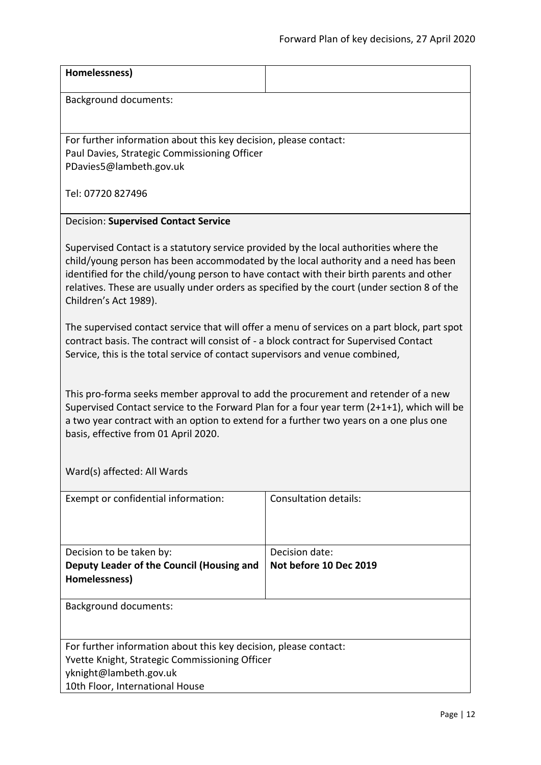| **Homelessness)** | |
|---|---|

Background documents:

For further information about this key decision, please contact:
Paul Davies, Strategic Commissioning Officer
PDavies5@lambeth.gov.uk

Tel: 07720 827496

Decision: **Supervised Contact Service**

Supervised Contact is a statutory service provided by the local authorities where the child/young person has been accommodated by the local authority and a need has been identified for the child/young person to have contact with their birth parents and other relatives. These are usually under orders as specified by the court (under section 8 of the Children's Act 1989).

The supervised contact service that will offer a menu of services on a part block, part spot contract basis. The contract will consist of - a block contract for Supervised Contact Service, this is the total service of contact supervisors and venue combined,

This pro-forma seeks member approval to add the procurement and retender of a new Supervised Contact service to the Forward Plan for a four year term (2+1+1), which will be a two year contract with an option to extend for a further two years on a one plus one basis, effective from 01 April 2020.

Ward(s) affected: All Wards

| Exempt or confidential information: | Consultation details: |
|---|---|
| Decision to be taken by: **Deputy Leader of the Council (Housing and Homelessness)** | Decision date: **Not before 10 Dec 2019** |

Background documents:

For further information about this key decision, please contact:
Yvette Knight, Strategic Commissioning Officer
yknight@lambeth.gov.uk
10th Floor, International House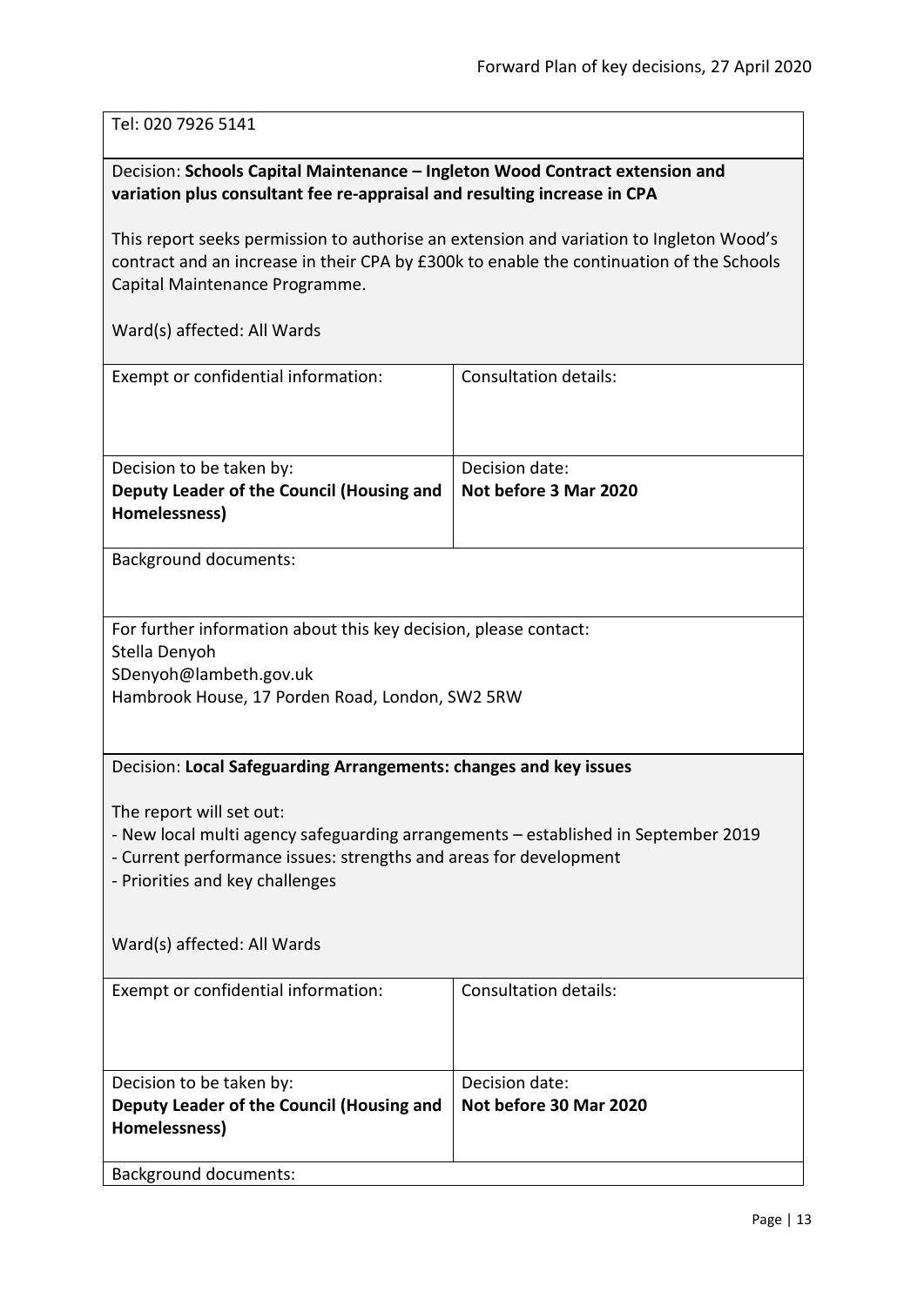Tel: 020 7926 5141

Decision: **Schools Capital Maintenance – Ingleton Wood Contract extension and variation plus consultant fee re-appraisal and resulting increase in CPA**

This report seeks permission to authorise an extension and variation to Ingleton Wood's contract and an increase in their CPA by £300k to enable the continuation of the Schools Capital Maintenance Programme.

Ward(s) affected: All Wards

| Exempt or confidential information: | Consultation details: |
|---|---|
| Decision to be taken by: **Deputy Leader of the Council (Housing and Homelessness)** | Decision date: **Not before 3 Mar 2020** |

Background documents:

For further information about this key decision, please contact:
Stella Denyoh
SDenyoh@lambeth.gov.uk
Hambrook House, 17 Porden Road, London, SW2 5RW

Decision: **Local Safeguarding Arrangements: changes and key issues**

The report will set out:
- New local multi agency safeguarding arrangements – established in September 2019
- Current performance issues: strengths and areas for development
- Priorities and key challenges

Ward(s) affected: All Wards

| Exempt or confidential information: | Consultation details: |
|---|---|
| Decision to be taken by: **Deputy Leader of the Council (Housing and Homelessness)** | Decision date: **Not before 30 Mar 2020** |

Background documents: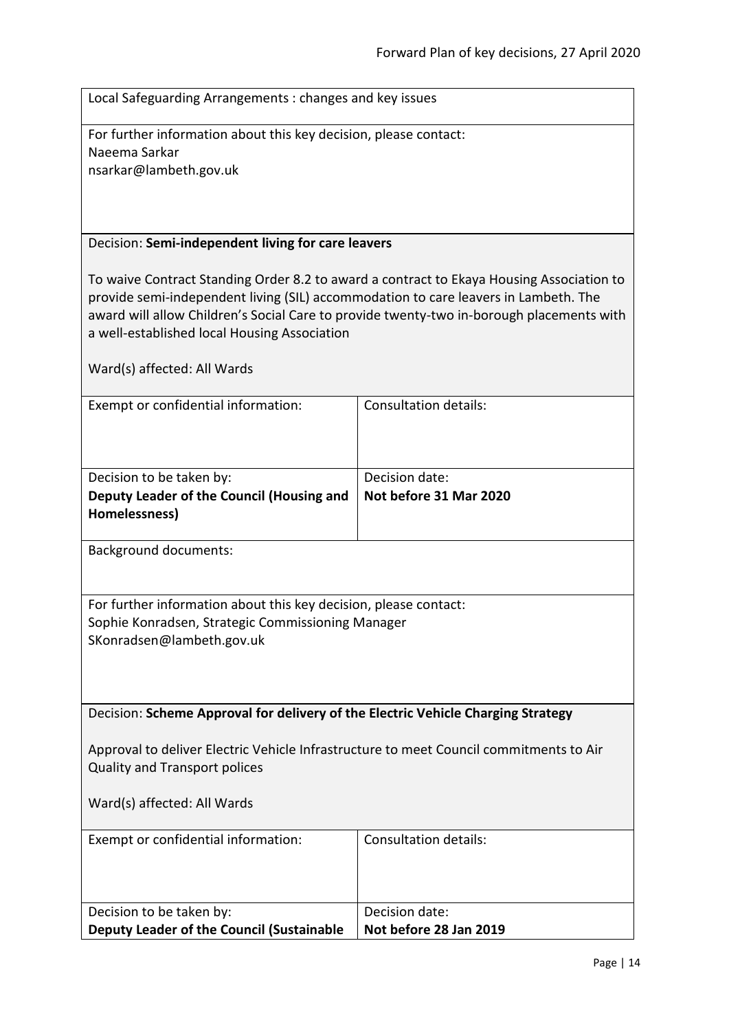Local Safeguarding Arrangements : changes and key issues

For further information about this key decision, please contact:
Naeema Sarkar
nsarkar@lambeth.gov.uk

Decision: **Semi-independent living for care leavers**

To waive Contract Standing Order 8.2 to award a contract to Ekaya Housing Association to provide semi-independent living (SIL) accommodation to care leavers in Lambeth. The award will allow Children's Social Care to provide twenty-two in-borough placements with a well-established local Housing Association

Ward(s) affected: All Wards

| Exempt or confidential information: | Consultation details: |
| --- | --- |
| Decision to be taken by:<br>**Deputy Leader of the Council (Housing and Homelessness)** | Decision date:<br>**Not before 31 Mar 2020** |

Background documents:

For further information about this key decision, please contact:
Sophie Konradsen, Strategic Commissioning Manager
SKonradsen@lambeth.gov.uk

Decision: **Scheme Approval for delivery of the Electric Vehicle Charging Strategy**

Approval to deliver Electric Vehicle Infrastructure to meet Council commitments to Air Quality and Transport polices

Ward(s) affected: All Wards

| Exempt or confidential information: | Consultation details: |
| --- | --- |
| Decision to be taken by:<br>**Deputy Leader of the Council (Sustainable** | Decision date:<br>**Not before 28 Jan 2019** |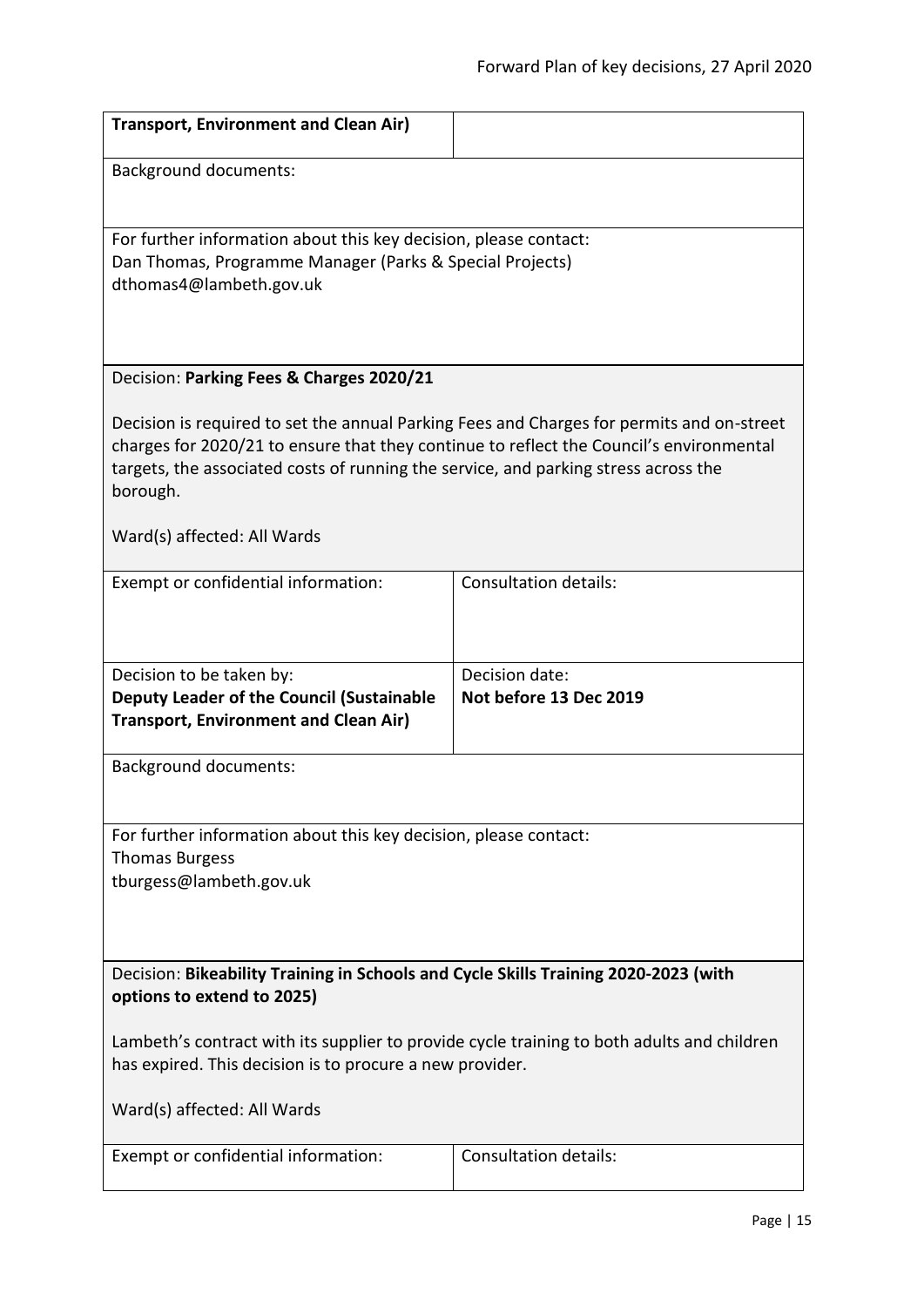| **Transport, Environment and Clean Air)** | |
|---|---|

Background documents:

For further information about this key decision, please contact:
Dan Thomas, Programme Manager (Parks & Special Projects)
dthomas4@lambeth.gov.uk

Decision: **Parking Fees & Charges 2020/21**

Decision is required to set the annual Parking Fees and Charges for permits and on-street charges for 2020/21 to ensure that they continue to reflect the Council's environmental targets, the associated costs of running the service, and parking stress across the borough.

Ward(s) affected: All Wards

| Exempt or confidential information: | Consultation details: |
|---|---|
| Decision to be taken by: **Deputy Leader of the Council (Sustainable Transport, Environment and Clean Air)** | Decision date: **Not before 13 Dec 2019** |

Background documents:

For further information about this key decision, please contact:
Thomas Burgess
tburgess@lambeth.gov.uk

Decision: **Bikeability Training in Schools and Cycle Skills Training 2020-2023 (with options to extend to 2025)**

Lambeth's contract with its supplier to provide cycle training to both adults and children has expired. This decision is to procure a new provider.

Ward(s) affected: All Wards

| Exempt or confidential information: | Consultation details: |
|---|---|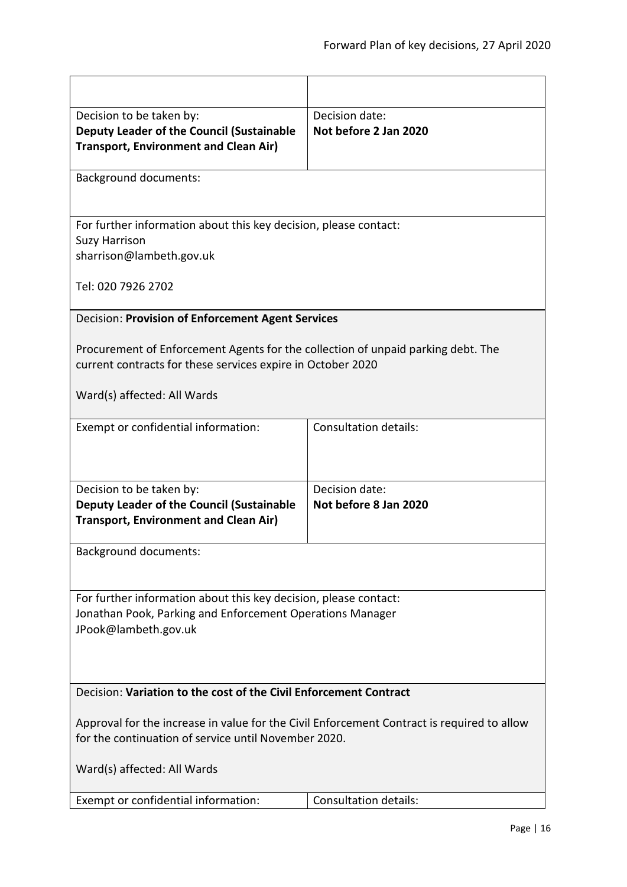| | |
|---|---|
| Decision to be taken by: **Deputy Leader of the Council (Sustainable Transport, Environment and Clean Air)** | Decision date: **Not before 2 Jan 2020** |

Background documents:

For further information about this key decision, please contact:
Suzy Harrison
sharrison@lambeth.gov.uk

Tel: 020 7926 2702

Decision: **Provision of Enforcement Agent Services**

Procurement of Enforcement Agents for the collection of unpaid parking debt. The current contracts for these services expire in October 2020

Ward(s) affected: All Wards

| | |
|---|---|
| Exempt or confidential information: | Consultation details: |
| Decision to be taken by: **Deputy Leader of the Council (Sustainable Transport, Environment and Clean Air)** | Decision date: **Not before 8 Jan 2020** |

Background documents:

For further information about this key decision, please contact:
Jonathan Pook, Parking and Enforcement Operations Manager
JPook@lambeth.gov.uk

Decision: **Variation to the cost of the Civil Enforcement Contract**

Approval for the increase in value for the Civil Enforcement Contract is required to allow for the continuation of service until November 2020.

Ward(s) affected: All Wards

| | |
|---|---|
| Exempt or confidential information: | Consultation details: |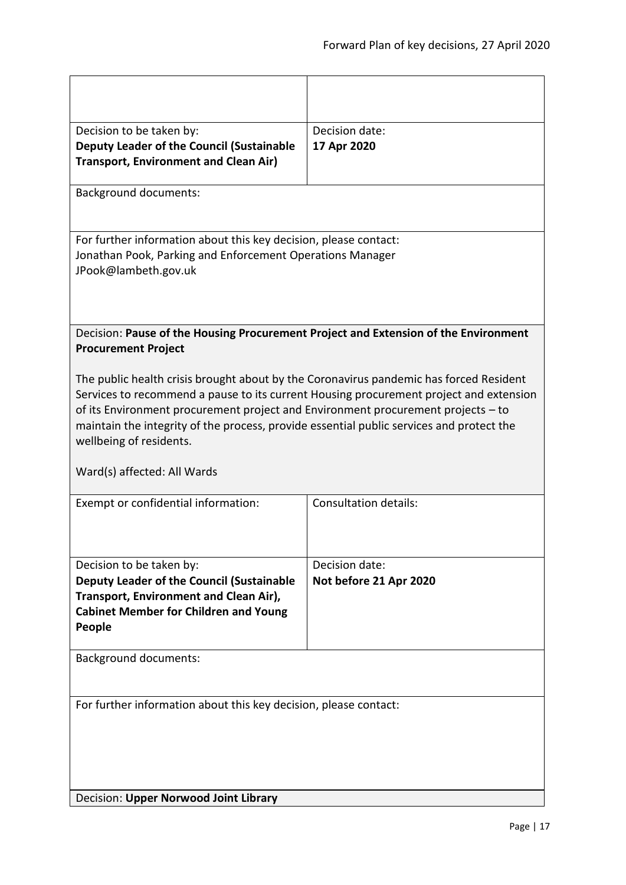| | |
|---|---|
| | |
| Decision to be taken by:<br>**Deputy Leader of the Council (Sustainable Transport, Environment and Clean Air)** | Decision date:<br>**17 Apr 2020** |
| Background documents: | |
| For further information about this key decision, please contact:<br>Jonathan Pook, Parking and Enforcement Operations Manager<br>JPook@lambeth.gov.uk | |

Decision: **Pause of the Housing Procurement Project and Extension of the Environment Procurement Project**

The public health crisis brought about by the Coronavirus pandemic has forced Resident Services to recommend a pause to its current Housing procurement project and extension of its Environment procurement project and Environment procurement projects – to maintain the integrity of the process, provide essential public services and protect the wellbeing of residents.

Ward(s) affected: All Wards

| | |
|---|---|
| Exempt or confidential information: | Consultation details: |
| Decision to be taken by:<br>**Deputy Leader of the Council (Sustainable Transport, Environment and Clean Air), Cabinet Member for Children and Young People** | Decision date:<br>**Not before 21 Apr 2020** |
| Background documents: | |
| For further information about this key decision, please contact: | |

Decision: **Upper Norwood Joint Library**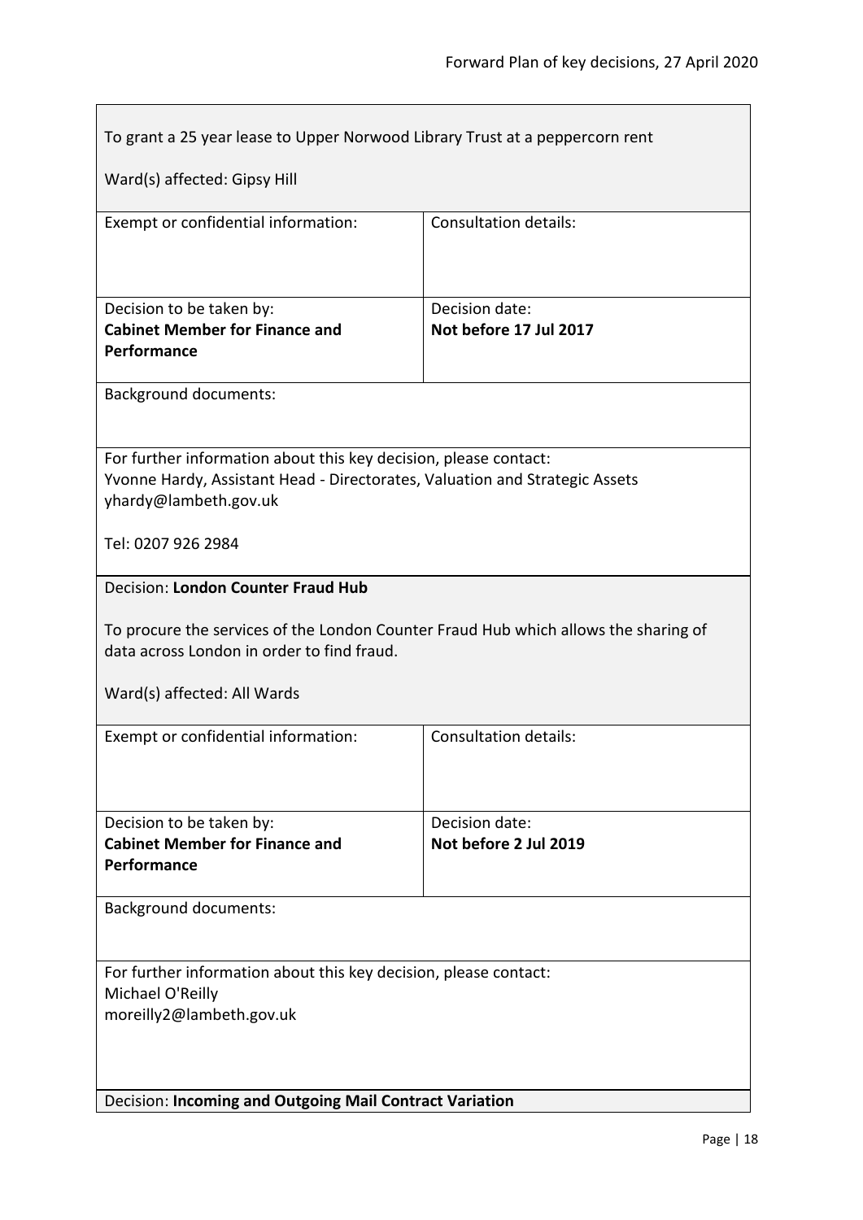To grant a 25 year lease to Upper Norwood Library Trust at a peppercorn rent

Ward(s) affected: Gipsy Hill

| Exempt or confidential information: | Consultation details: |
|---|---|
| Decision to be taken by:<br>**Cabinet Member for Finance and Performance** | Decision date:<br>**Not before 17 Jul 2017** |

Background documents:

For further information about this key decision, please contact:
Yvonne Hardy, Assistant Head - Directorates, Valuation and Strategic Assets
yhardy@lambeth.gov.uk

Tel: 0207 926 2984

Decision: **London Counter Fraud Hub**

To procure the services of the London Counter Fraud Hub which allows the sharing of data across London in order to find fraud.

Ward(s) affected: All Wards

| Exempt or confidential information: | Consultation details: |
|---|---|
| Decision to be taken by:<br>**Cabinet Member for Finance and Performance** | Decision date:<br>**Not before 2 Jul 2019** |

Background documents:

For further information about this key decision, please contact:
Michael O'Reilly
moreilly2@lambeth.gov.uk

Decision: **Incoming and Outgoing Mail Contract Variation**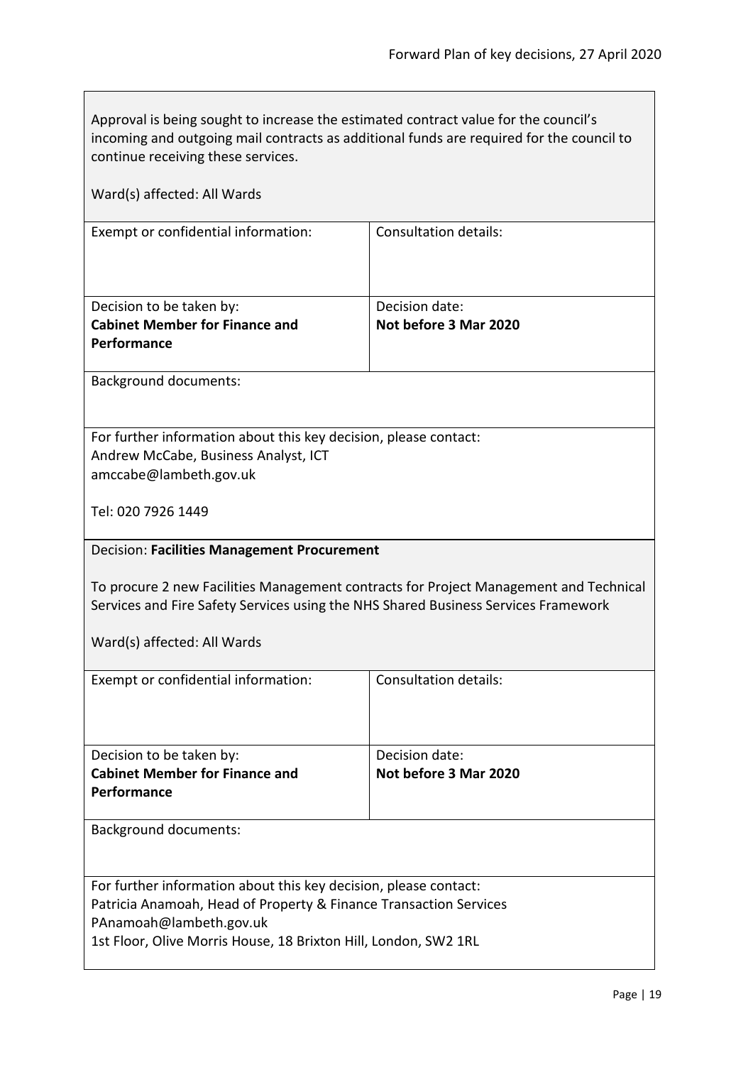Approval is being sought to increase the estimated contract value for the council's incoming and outgoing mail contracts as additional funds are required for the council to continue receiving these services.

Ward(s) affected: All Wards

| Exempt or confidential information: | Consultation details: |
| --- | --- |
| Decision to be taken by: **Cabinet Member for Finance and Performance** | Decision date: **Not before 3 Mar 2020** |

Background documents:

For further information about this key decision, please contact:
Andrew McCabe, Business Analyst, ICT
amccabe@lambeth.gov.uk

Tel: 020 7926 1449

Decision: **Facilities Management Procurement**

To procure 2 new Facilities Management contracts for Project Management and Technical Services and Fire Safety Services using the NHS Shared Business Services Framework

Ward(s) affected: All Wards

| Exempt or confidential information: | Consultation details: |
| --- | --- |
| Decision to be taken by: **Cabinet Member for Finance and Performance** | Decision date: **Not before 3 Mar 2020** |

Background documents:

For further information about this key decision, please contact:
Patricia Anamoah, Head of Property & Finance Transaction Services
PAnamoah@lambeth.gov.uk
1st Floor, Olive Morris House, 18 Brixton Hill, London, SW2 1RL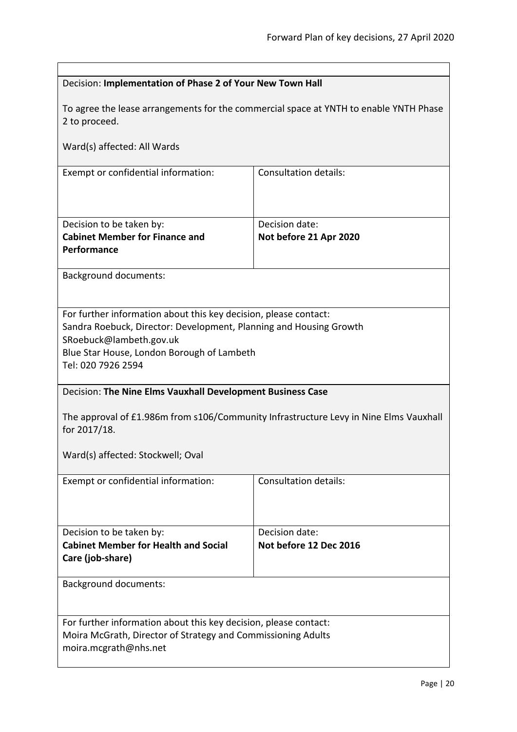Decision: **Implementation of Phase 2 of Your New Town Hall**

To agree the lease arrangements for the commercial space at YNTH to enable YNTH Phase 2 to proceed.

Ward(s) affected: All Wards

| Exempt or confidential information: | Consultation details: |
| --- | --- |
| Decision to be taken by: **Cabinet Member for Finance and Performance** | Decision date: **Not before 21 Apr 2020** |

Background documents:

For further information about this key decision, please contact:
Sandra Roebuck, Director: Development, Planning and Housing Growth
SRoebuck@lambeth.gov.uk
Blue Star House, London Borough of Lambeth
Tel: 020 7926 2594

Decision: **The Nine Elms Vauxhall Development Business Case**

The approval of £1.986m from s106/Community Infrastructure Levy in Nine Elms Vauxhall for 2017/18.

Ward(s) affected: Stockwell; Oval

| Exempt or confidential information: | Consultation details: |
| --- | --- |
| Decision to be taken by: **Cabinet Member for Health and Social Care (job-share)** | Decision date: **Not before 12 Dec 2016** |

Background documents:

For further information about this key decision, please contact:
Moira McGrath, Director of Strategy and Commissioning Adults
moira.mcgrath@nhs.net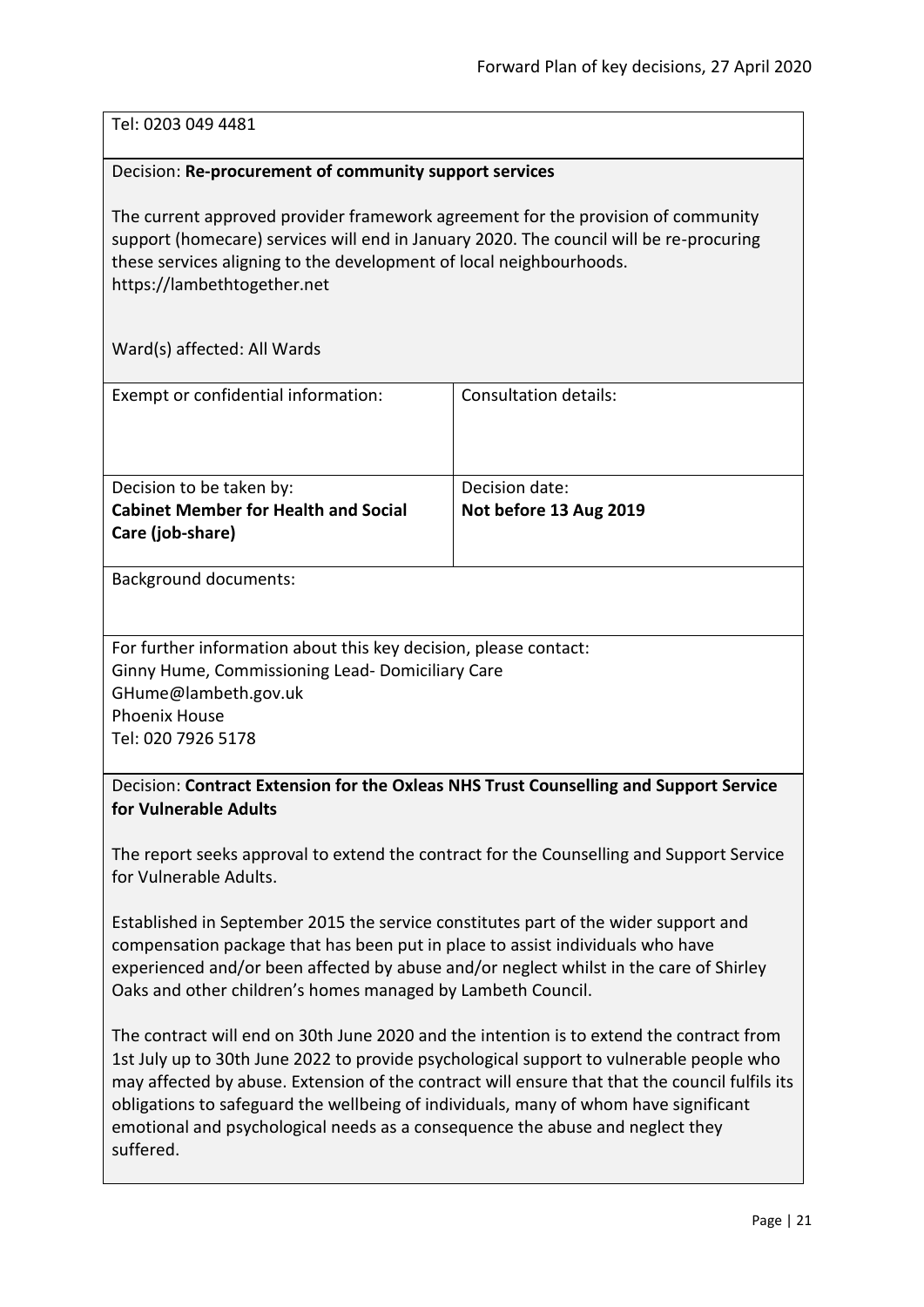Tel: 0203 049 4481

Decision: **Re-procurement of community support services**

The current approved provider framework agreement for the provision of community support (homecare) services will end in January 2020. The council will be re-procuring these services aligning to the development of local neighbourhoods.
https://lambethtogether.net

Ward(s) affected: All Wards

| Exempt or confidential information: | Consultation details: |
|---|---|
| Decision to be taken by:<br>**Cabinet Member for Health and Social Care (job-share)** | Decision date:<br>**Not before 13 Aug 2019** |

Background documents:

For further information about this key decision, please contact:
Ginny Hume, Commissioning Lead- Domiciliary Care
GHume@lambeth.gov.uk
Phoenix House
Tel: 020 7926 5178

Decision: **Contract Extension for the Oxleas NHS Trust Counselling and Support Service for Vulnerable Adults**

The report seeks approval to extend the contract for the Counselling and Support Service for Vulnerable Adults.

Established in September 2015 the service constitutes part of the wider support and compensation package that has been put in place to assist individuals who have experienced and/or been affected by abuse and/or neglect whilst in the care of Shirley Oaks and other children's homes managed by Lambeth Council.

The contract will end on 30th June 2020 and the intention is to extend the contract from 1st July up to 30th June 2022 to provide psychological support to vulnerable people who may affected by abuse. Extension of the contract will ensure that that the council fulfils its obligations to safeguard the wellbeing of individuals, many of whom have significant emotional and psychological needs as a consequence the abuse and neglect they suffered.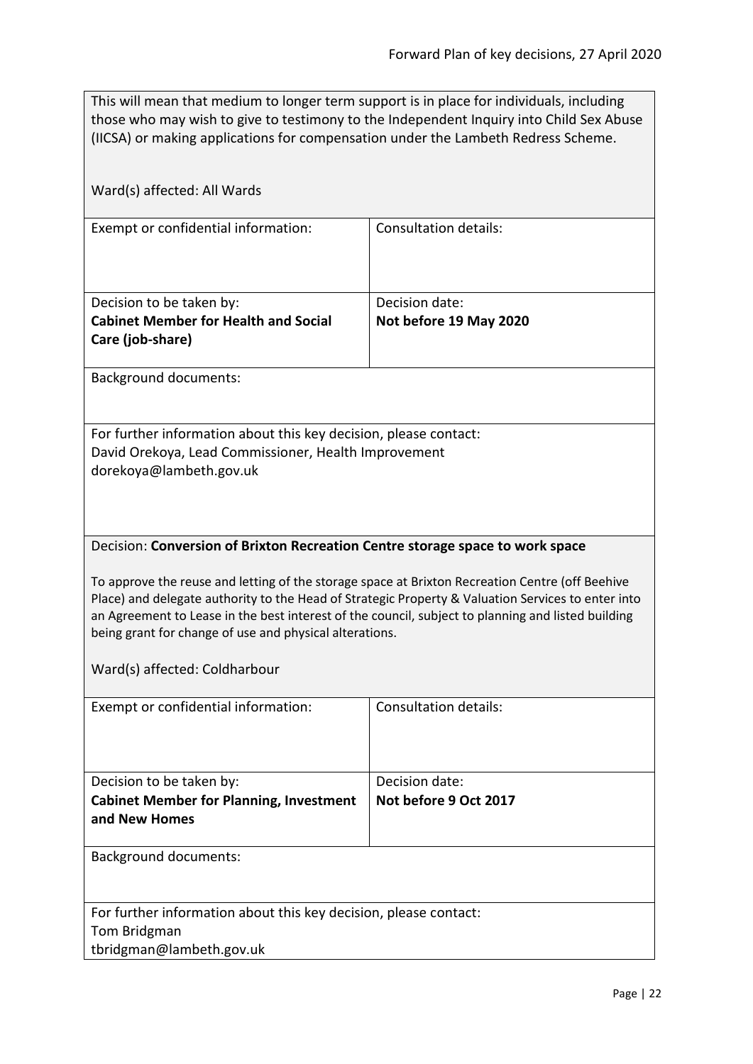This will mean that medium to longer term support is in place for individuals, including those who may wish to give to testimony to the Independent Inquiry into Child Sex Abuse (IICSA) or making applications for compensation under the Lambeth Redress Scheme.

Ward(s) affected: All Wards

| Exempt or confidential information: | Consultation details: |
|---|---|
| Decision to be taken by: **Cabinet Member for Health and Social Care (job-share)** | Decision date: **Not before 19 May 2020** |

Background documents:

For further information about this key decision, please contact:
David Orekoya, Lead Commissioner, Health Improvement
dorekoya@lambeth.gov.uk

Decision: **Conversion of Brixton Recreation Centre storage space to work space**

To approve the reuse and letting of the storage space at Brixton Recreation Centre (off Beehive Place) and delegate authority to the Head of Strategic Property & Valuation Services to enter into an Agreement to Lease in the best interest of the council, subject to planning and listed building being grant for change of use and physical alterations.

Ward(s) affected: Coldharbour

| Exempt or confidential information: | Consultation details: |
|---|---|
| Decision to be taken by: **Cabinet Member for Planning, Investment and New Homes** | Decision date: **Not before 9 Oct 2017** |

Background documents:

For further information about this key decision, please contact:
Tom Bridgman
tbridgman@lambeth.gov.uk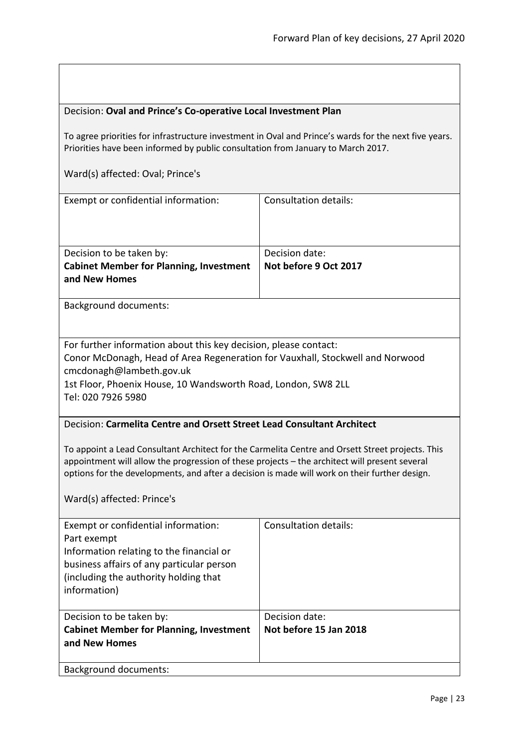Decision: **Oval and Prince's Co-operative Local Investment Plan**

To agree priorities for infrastructure investment in Oval and Prince's wards for the next five years. Priorities have been informed by public consultation from January to March 2017.

Ward(s) affected: Oval; Prince's

| Exempt or confidential information: | Consultation details: |
|---|---|
| Decision to be taken by: **Cabinet Member for Planning, Investment and New Homes** | Decision date: **Not before 9 Oct 2017** |

Background documents:

For further information about this key decision, please contact:
Conor McDonagh, Head of Area Regeneration for Vauxhall, Stockwell and Norwood
cmcdonagh@lambeth.gov.uk
1st Floor, Phoenix House, 10 Wandsworth Road, London, SW8 2LL
Tel: 020 7926 5980

Decision: **Carmelita Centre and Orsett Street Lead Consultant Architect**

To appoint a Lead Consultant Architect for the Carmelita Centre and Orsett Street projects. This appointment will allow the progression of these projects – the architect will present several options for the developments, and after a decision is made will work on their further design.

Ward(s) affected: Prince's

| Exempt or confidential information: Part exempt Information relating to the financial or business affairs of any particular person (including the authority holding that information) | Consultation details: |
|---|---|
| Decision to be taken by: **Cabinet Member for Planning, Investment and New Homes** | Decision date: **Not before 15 Jan 2018** |

Background documents: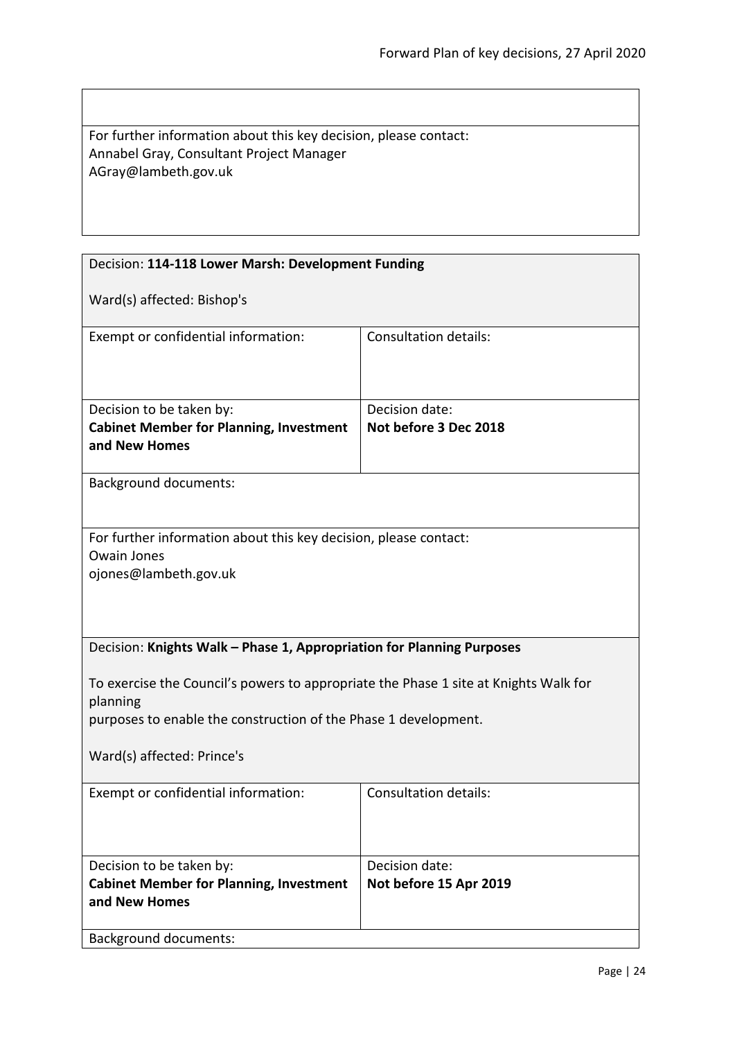For further information about this key decision, please contact:
Annabel Gray, Consultant Project Manager
AGray@lambeth.gov.uk

Decision: **114-118 Lower Marsh: Development Funding**

Ward(s) affected: Bishop's

| Exempt or confidential information: | Consultation details: |
| --- | --- |
| Decision to be taken by: **Cabinet Member for Planning, Investment and New Homes** | Decision date: **Not before 3 Dec 2018** |

Background documents:

For further information about this key decision, please contact:
Owain Jones
ojones@lambeth.gov.uk

Decision: **Knights Walk – Phase 1, Appropriation for Planning Purposes**

To exercise the Council's powers to appropriate the Phase 1 site at Knights Walk for planning
purposes to enable the construction of the Phase 1 development.

Ward(s) affected: Prince's

| Exempt or confidential information: | Consultation details: |
| --- | --- |
| Decision to be taken by: **Cabinet Member for Planning, Investment and New Homes** | Decision date: **Not before 15 Apr 2019** |

Background documents: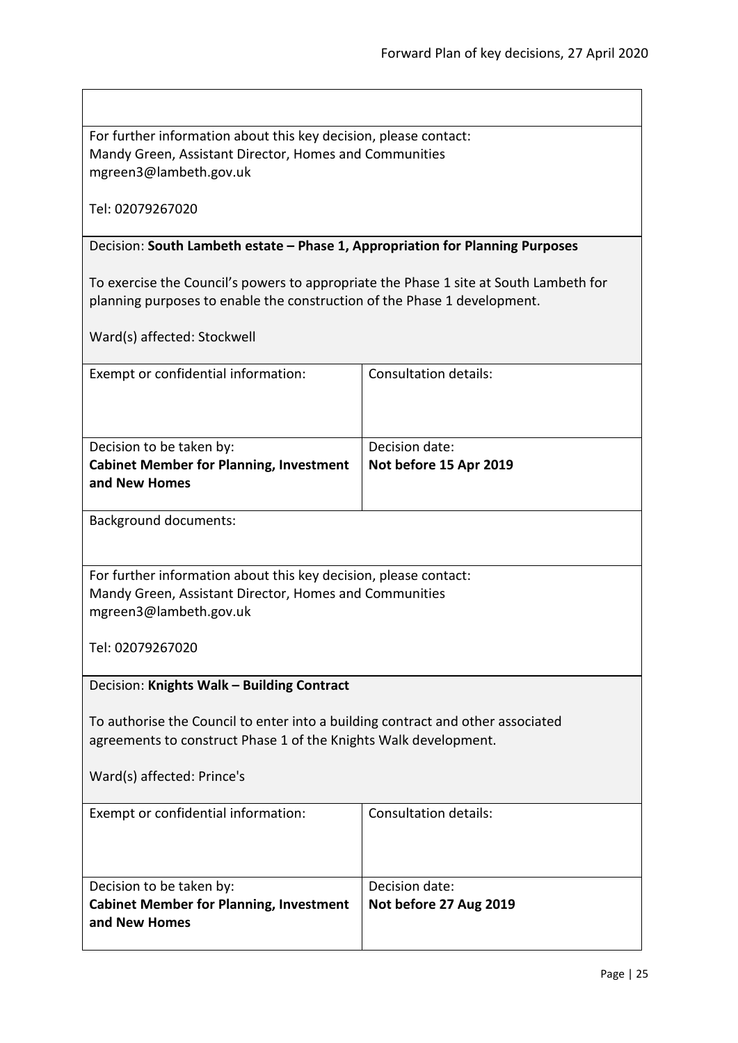For further information about this key decision, please contact:
Mandy Green, Assistant Director, Homes and Communities
mgreen3@lambeth.gov.uk

Tel: 02079267020

Decision: **South Lambeth estate – Phase 1, Appropriation for Planning Purposes**

To exercise the Council's powers to appropriate the Phase 1 site at South Lambeth for planning purposes to enable the construction of the Phase 1 development.

Ward(s) affected: Stockwell

| Exempt or confidential information: | Consultation details: |
|---|---|
| Decision to be taken by:<br>**Cabinet Member for Planning, Investment and New Homes** | Decision date:<br>**Not before 15 Apr 2019** |

Background documents:

For further information about this key decision, please contact:
Mandy Green, Assistant Director, Homes and Communities
mgreen3@lambeth.gov.uk

Tel: 02079267020

Decision: **Knights Walk – Building Contract**

To authorise the Council to enter into a building contract and other associated agreements to construct Phase 1 of the Knights Walk development.

Ward(s) affected: Prince's

| Exempt or confidential information: | Consultation details: |
|---|---|
| Decision to be taken by:<br>**Cabinet Member for Planning, Investment and New Homes** | Decision date:<br>**Not before 27 Aug 2019** |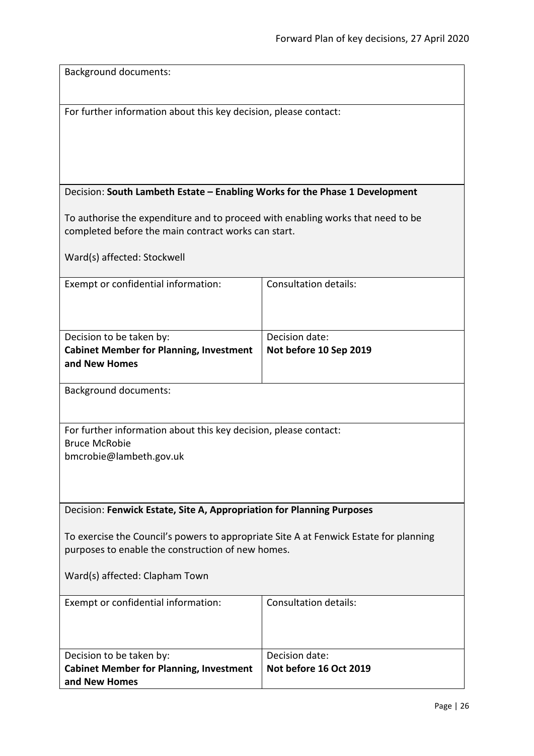Background documents:

For further information about this key decision, please contact:

Decision: **South Lambeth Estate – Enabling Works for the Phase 1 Development**

To authorise the expenditure and to proceed with enabling works that need to be completed before the main contract works can start.

Ward(s) affected: Stockwell

| Exempt or confidential information: | Consultation details: |
| --- | --- |
| Decision to be taken by:<br>**Cabinet Member for Planning, Investment and New Homes** | Decision date:<br>**Not before 10 Sep 2019** |

Background documents:

For further information about this key decision, please contact:
Bruce McRobie
bmcrobie@lambeth.gov.uk

Decision: **Fenwick Estate, Site A, Appropriation for Planning Purposes**

To exercise the Council's powers to appropriate Site A at Fenwick Estate for planning purposes to enable the construction of new homes.

Ward(s) affected: Clapham Town

| Exempt or confidential information: | Consultation details: |
| --- | --- |
| Decision to be taken by:<br>**Cabinet Member for Planning, Investment and New Homes** | Decision date:<br>**Not before 16 Oct 2019** |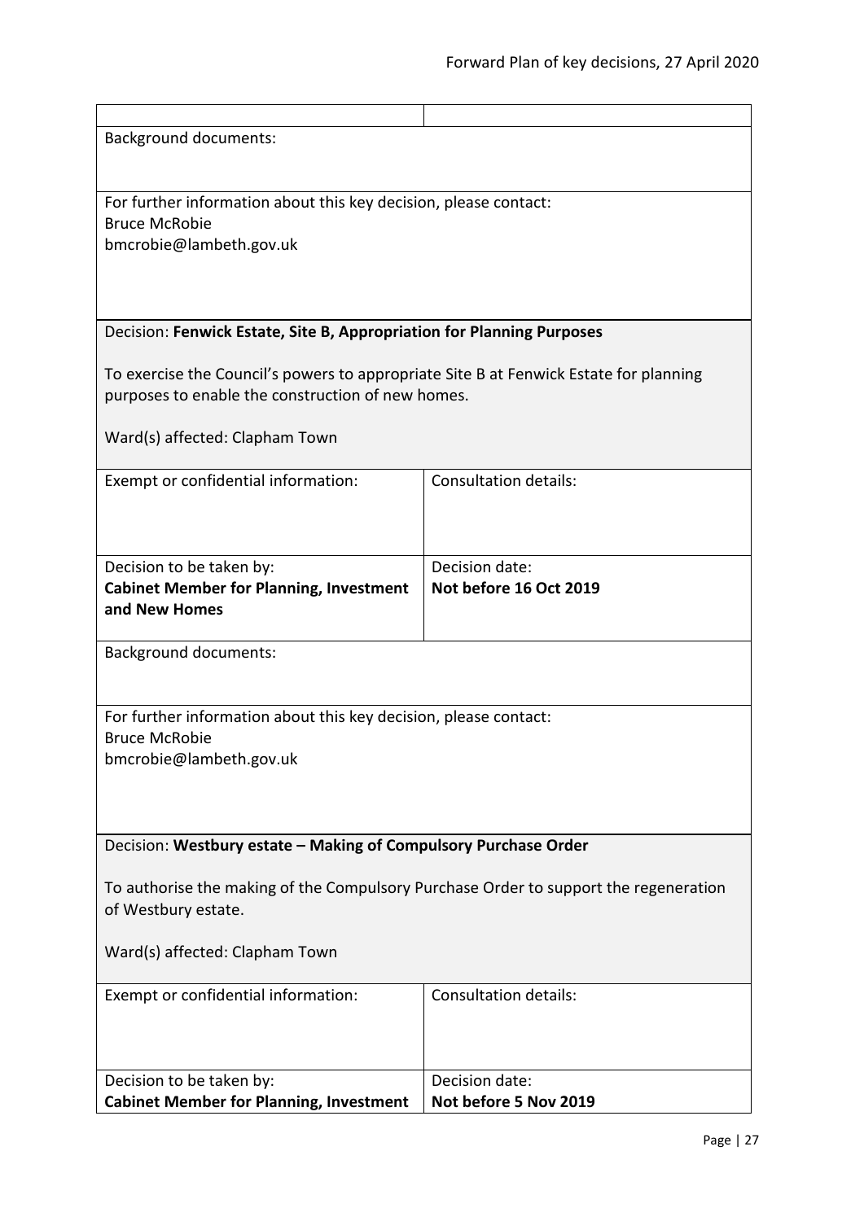| | |
|---|---|
| Background documents: | |
| For further information about this key decision, please contact:<br>Bruce McRobie<br>bmcrobie@lambeth.gov.uk | |

Decision: **Fenwick Estate, Site B, Appropriation for Planning Purposes**

To exercise the Council's powers to appropriate Site B at Fenwick Estate for planning purposes to enable the construction of new homes.

Ward(s) affected: Clapham Town

| Exempt or confidential information: | Consultation details: |
|---|---|
| Decision to be taken by:<br>**Cabinet Member for Planning, Investment and New Homes** | Decision date:<br>**Not before 16 Oct 2019** |
| Background documents: | |
| For further information about this key decision, please contact:<br>Bruce McRobie<br>bmcrobie@lambeth.gov.uk | |

Decision: **Westbury estate – Making of Compulsory Purchase Order**

To authorise the making of the Compulsory Purchase Order to support the regeneration of Westbury estate.

Ward(s) affected: Clapham Town

| Exempt or confidential information: | Consultation details: |
|---|---|
| Decision to be taken by:<br>**Cabinet Member for Planning, Investment** | Decision date:<br>**Not before 5 Nov 2019** |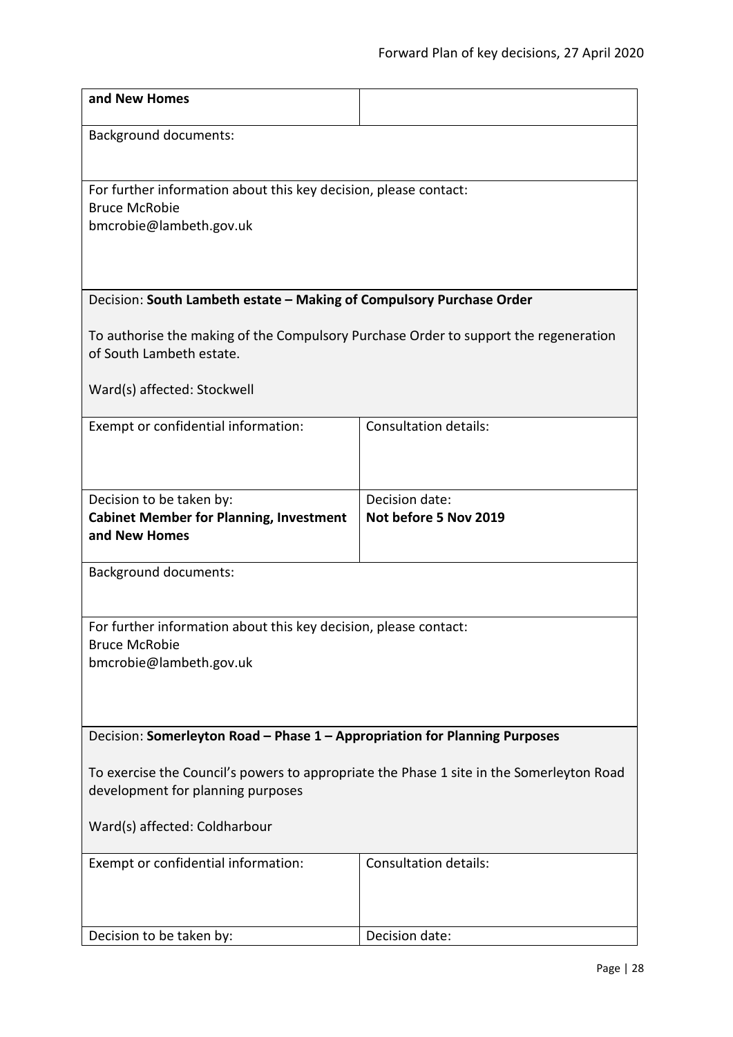| **and New Homes** | |
|---|---|

Background documents:

For further information about this key decision, please contact:
Bruce McRobie
bmcrobie@lambeth.gov.uk

Decision: **South Lambeth estate – Making of Compulsory Purchase Order**

To authorise the making of the Compulsory Purchase Order to support the regeneration of South Lambeth estate.

Ward(s) affected: Stockwell

| Exempt or confidential information: | Consultation details: |
|---|---|
| Decision to be taken by:<br>**Cabinet Member for Planning, Investment and New Homes** | Decision date:<br>**Not before 5 Nov 2019** |

Background documents:

For further information about this key decision, please contact:
Bruce McRobie
bmcrobie@lambeth.gov.uk

Decision: **Somerleyton Road – Phase 1 – Appropriation for Planning Purposes**

To exercise the Council's powers to appropriate the Phase 1 site in the Somerleyton Road development for planning purposes

Ward(s) affected: Coldharbour

| Exempt or confidential information: | Consultation details: |
|---|---|
| Decision to be taken by: | Decision date: |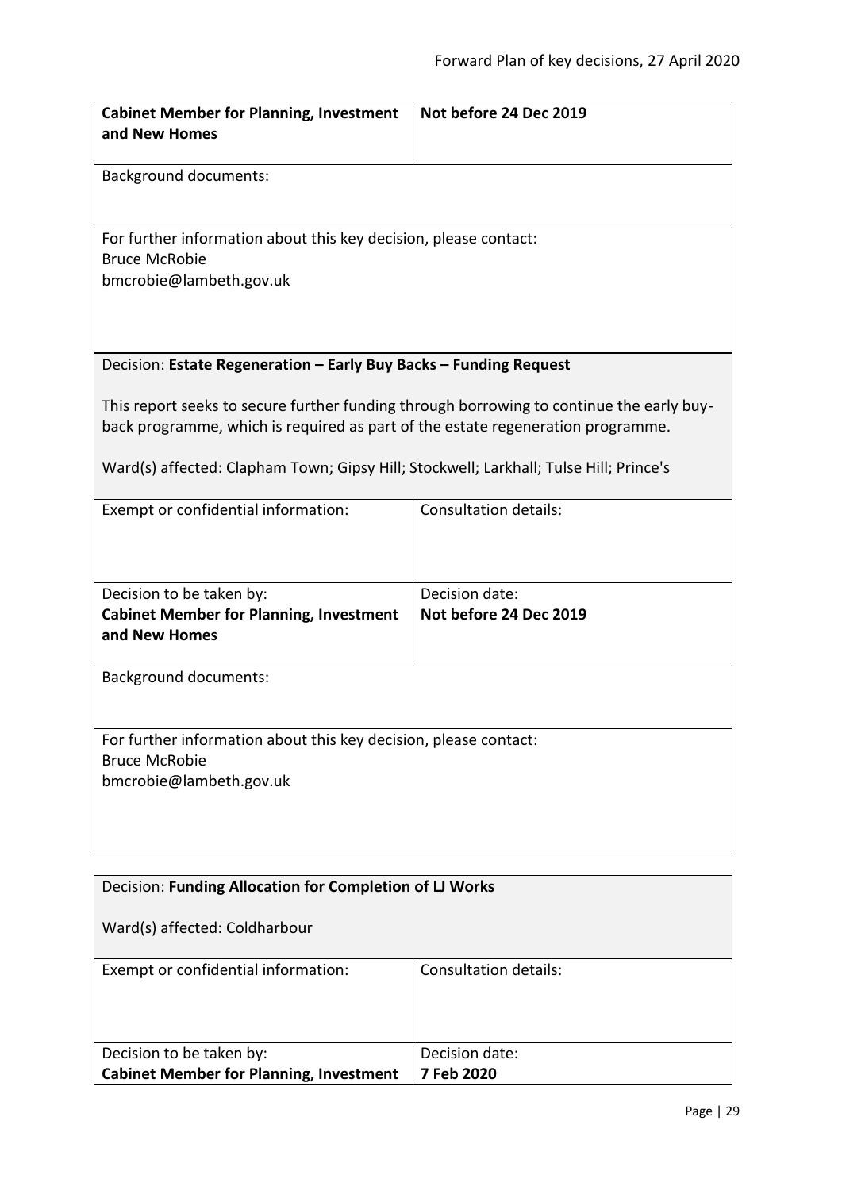| Cabinet Member for Planning, Investment and New Homes | Not before 24 Dec 2019 |
|---|---|

Background documents:

For further information about this key decision, please contact:
Bruce McRobie
bmcrobie@lambeth.gov.uk

Decision: **Estate Regeneration – Early Buy Backs – Funding Request**

This report seeks to secure further funding through borrowing to continue the early buy-back programme, which is required as part of the estate regeneration programme.

Ward(s) affected: Clapham Town; Gipsy Hill; Stockwell; Larkhall; Tulse Hill; Prince's

| Exempt or confidential information: | Consultation details: |
|---|---|
| Decision to be taken by: **Cabinet Member for Planning, Investment and New Homes** | Decision date: **Not before 24 Dec 2019** |

Background documents:

For further information about this key decision, please contact:
Bruce McRobie
bmcrobie@lambeth.gov.uk

Decision: **Funding Allocation for Completion of LJ Works**

Ward(s) affected: Coldharbour

| Exempt or confidential information: | Consultation details: |
|---|---|
| Decision to be taken by: **Cabinet Member for Planning, Investment** | Decision date: **7 Feb 2020** |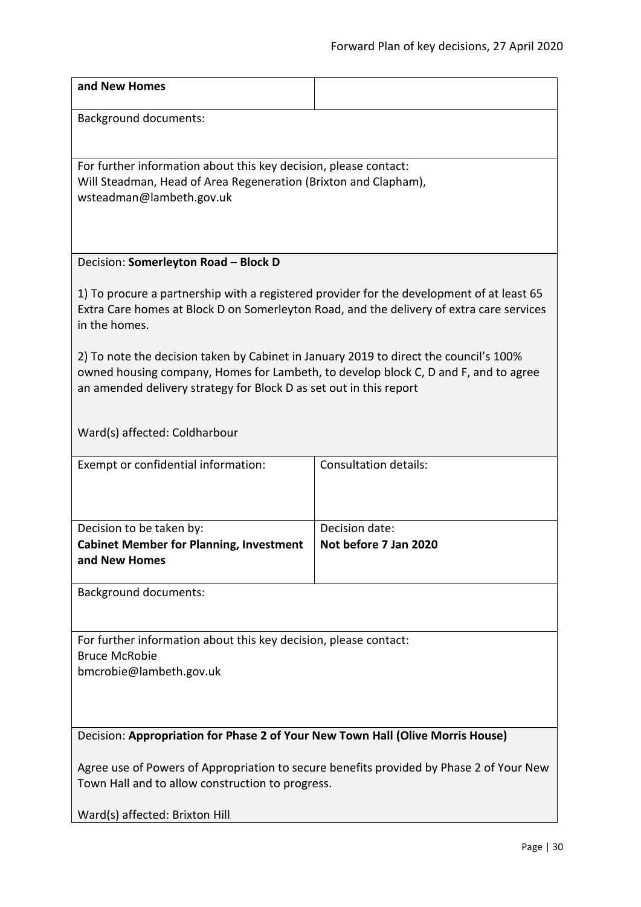| **and New Homes** | |
| --- | --- |

Background documents:

For further information about this key decision, please contact:
Will Steadman, Head of Area Regeneration (Brixton and Clapham),
wsteadman@lambeth.gov.uk

Decision: **Somerleyton Road – Block D**

1) To procure a partnership with a registered provider for the development of at least 65 Extra Care homes at Block D on Somerleyton Road, and the delivery of extra care services in the homes.

2) To note the decision taken by Cabinet in January 2019 to direct the council's 100% owned housing company, Homes for Lambeth, to develop block C, D and F, and to agree an amended delivery strategy for Block D as set out in this report

Ward(s) affected: Coldharbour

| Exempt or confidential information: | Consultation details: |
| --- | --- |
| Decision to be taken by:<br>**Cabinet Member for Planning, Investment and New Homes** | Decision date:<br>**Not before 7 Jan 2020** |

Background documents:

For further information about this key decision, please contact:
Bruce McRobie
bmcrobie@lambeth.gov.uk

Decision: **Appropriation for Phase 2 of Your New Town Hall (Olive Morris House)**

Agree use of Powers of Appropriation to secure benefits provided by Phase 2 of Your New Town Hall and to allow construction to progress.

Ward(s) affected: Brixton Hill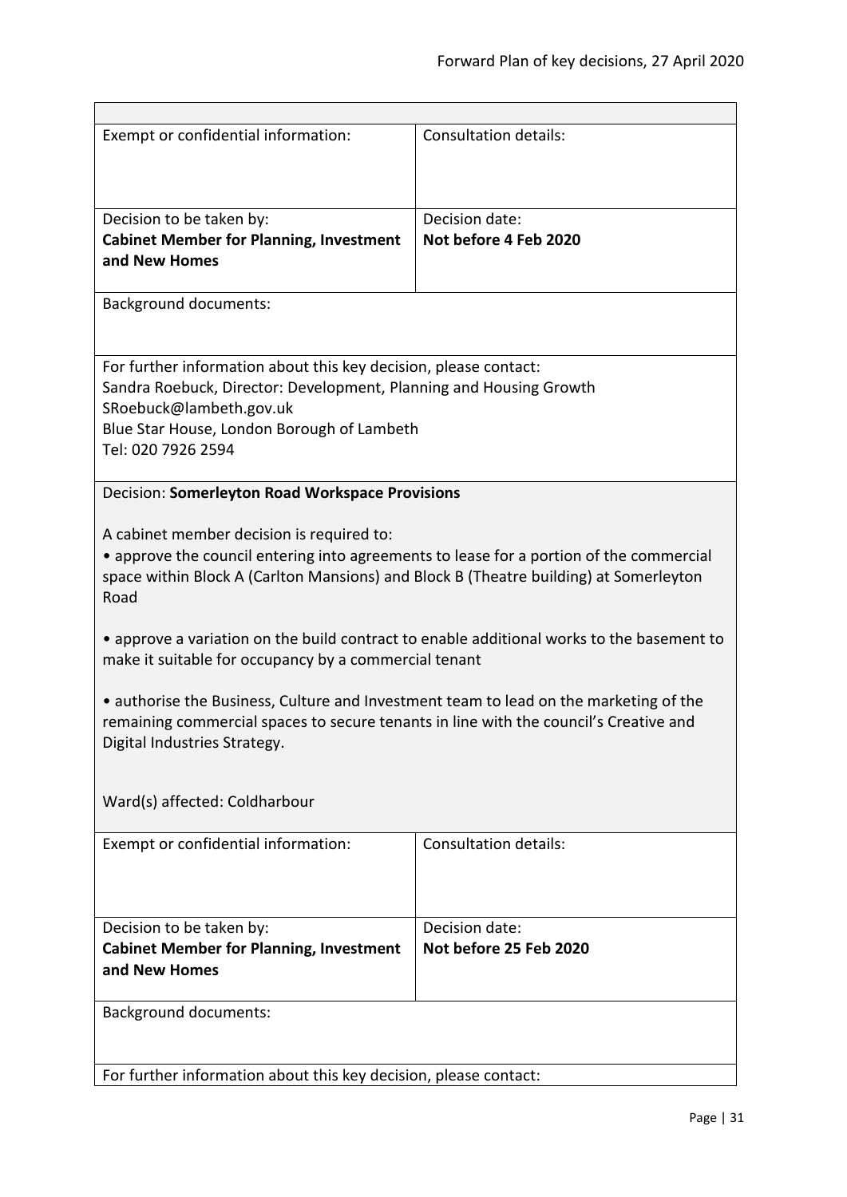| Exempt or confidential information: | Consultation details: |
|---|---|
| Decision to be taken by:<br>**Cabinet Member for Planning, Investment and New Homes** | Decision date:<br>**Not before 4 Feb 2020** |
| Background documents: | |
| For further information about this key decision, please contact:<br>Sandra Roebuck, Director: Development, Planning and Housing Growth<br>SRoebuck@lambeth.gov.uk<br>Blue Star House, London Borough of Lambeth<br>Tel: 020 7926 2594 | |

Decision: **Somerleyton Road Workspace Provisions**

A cabinet member decision is required to:

• approve the council entering into agreements to lease for a portion of the commercial space within Block A (Carlton Mansions) and Block B (Theatre building) at Somerleyton Road

• approve a variation on the build contract to enable additional works to the basement to make it suitable for occupancy by a commercial tenant

• authorise the Business, Culture and Investment team to lead on the marketing of the remaining commercial spaces to secure tenants in line with the council's Creative and Digital Industries Strategy.

Ward(s) affected: Coldharbour

| Exempt or confidential information: | Consultation details: |
|---|---|
| Decision to be taken by:<br>**Cabinet Member for Planning, Investment and New Homes** | Decision date:<br>**Not before 25 Feb 2020** |
| Background documents: | |
| For further information about this key decision, please contact: | |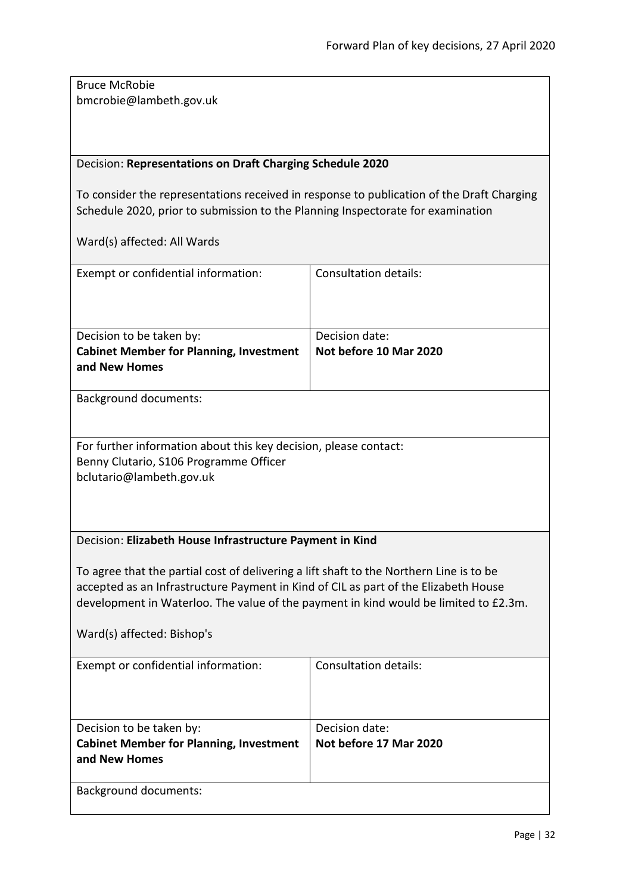Bruce McRobie
bmcrobie@lambeth.gov.uk

Decision: **Representations on Draft Charging Schedule 2020**

To consider the representations received in response to publication of the Draft Charging Schedule 2020, prior to submission to the Planning Inspectorate for examination

Ward(s) affected: All Wards

| Exempt or confidential information: | Consultation details: |
| --- | --- |
| Decision to be taken by: **Cabinet Member for Planning, Investment and New Homes** | Decision date: **Not before 10 Mar 2020** |

Background documents:

For further information about this key decision, please contact:
Benny Clutario, S106 Programme Officer
bclutario@lambeth.gov.uk

Decision: **Elizabeth House Infrastructure Payment in Kind**

To agree that the partial cost of delivering a lift shaft to the Northern Line is to be accepted as an Infrastructure Payment in Kind of CIL as part of the Elizabeth House development in Waterloo. The value of the payment in kind would be limited to £2.3m.

Ward(s) affected: Bishop's

| Exempt or confidential information: | Consultation details: |
| --- | --- |
| Decision to be taken by: **Cabinet Member for Planning, Investment and New Homes** | Decision date: **Not before 17 Mar 2020** |

Background documents: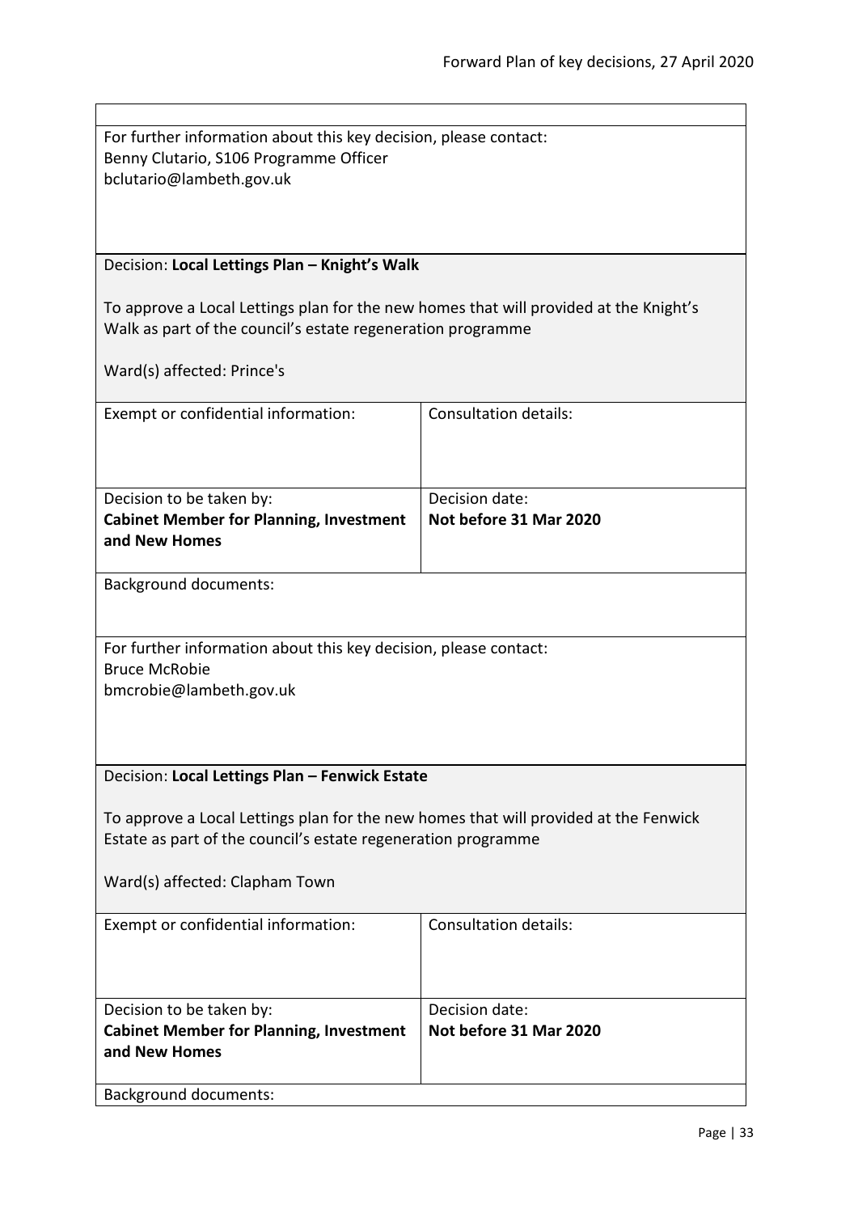For further information about this key decision, please contact:
Benny Clutario, S106 Programme Officer
bclutario@lambeth.gov.uk

Decision: **Local Lettings Plan – Knight's Walk**

To approve a Local Lettings plan for the new homes that will provided at the Knight's Walk as part of the council's estate regeneration programme

Ward(s) affected: Prince's

| Exempt or confidential information: | Consultation details: |
|---|---|
| Decision to be taken by: **Cabinet Member for Planning, Investment and New Homes** | Decision date: **Not before 31 Mar 2020** |

Background documents:

For further information about this key decision, please contact:
Bruce McRobie
bmcrobie@lambeth.gov.uk

Decision: **Local Lettings Plan – Fenwick Estate**

To approve a Local Lettings plan for the new homes that will provided at the Fenwick Estate as part of the council's estate regeneration programme

Ward(s) affected: Clapham Town

| Exempt or confidential information: | Consultation details: |
|---|---|
| Decision to be taken by: **Cabinet Member for Planning, Investment and New Homes** | Decision date: **Not before 31 Mar 2020** |

Background documents: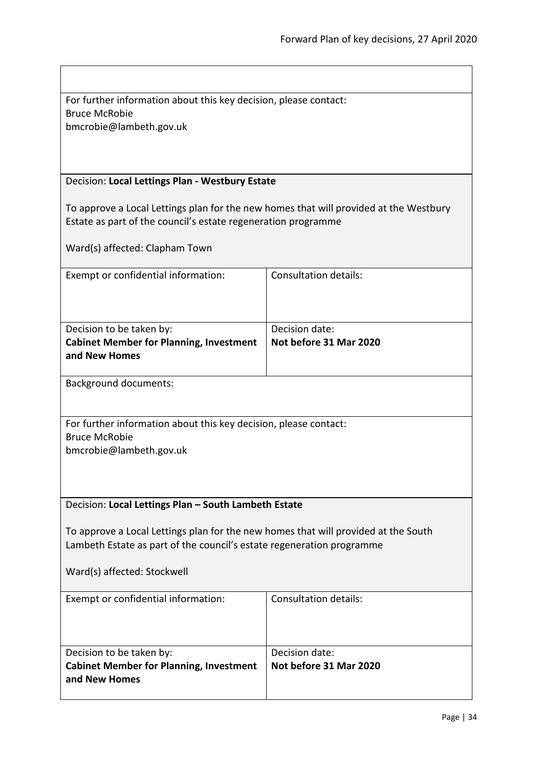For further information about this key decision, please contact:
Bruce McRobie
bmcrobie@lambeth.gov.uk

Decision: **Local Lettings Plan - Westbury Estate**

To approve a Local Lettings plan for the new homes that will provided at the Westbury Estate as part of the council's estate regeneration programme

Ward(s) affected: Clapham Town

| Exempt or confidential information: | Consultation details: |
|---|---|
| Decision to be taken by:<br>**Cabinet Member for Planning, Investment and New Homes** | Decision date:<br>**Not before 31 Mar 2020** |

Background documents:

For further information about this key decision, please contact:
Bruce McRobie
bmcrobie@lambeth.gov.uk

Decision: **Local Lettings Plan – South Lambeth Estate**

To approve a Local Lettings plan for the new homes that will provided at the South Lambeth Estate as part of the council's estate regeneration programme

Ward(s) affected: Stockwell

| Exempt or confidential information: | Consultation details: |
|---|---|
| Decision to be taken by:<br>**Cabinet Member for Planning, Investment and New Homes** | Decision date:<br>**Not before 31 Mar 2020** |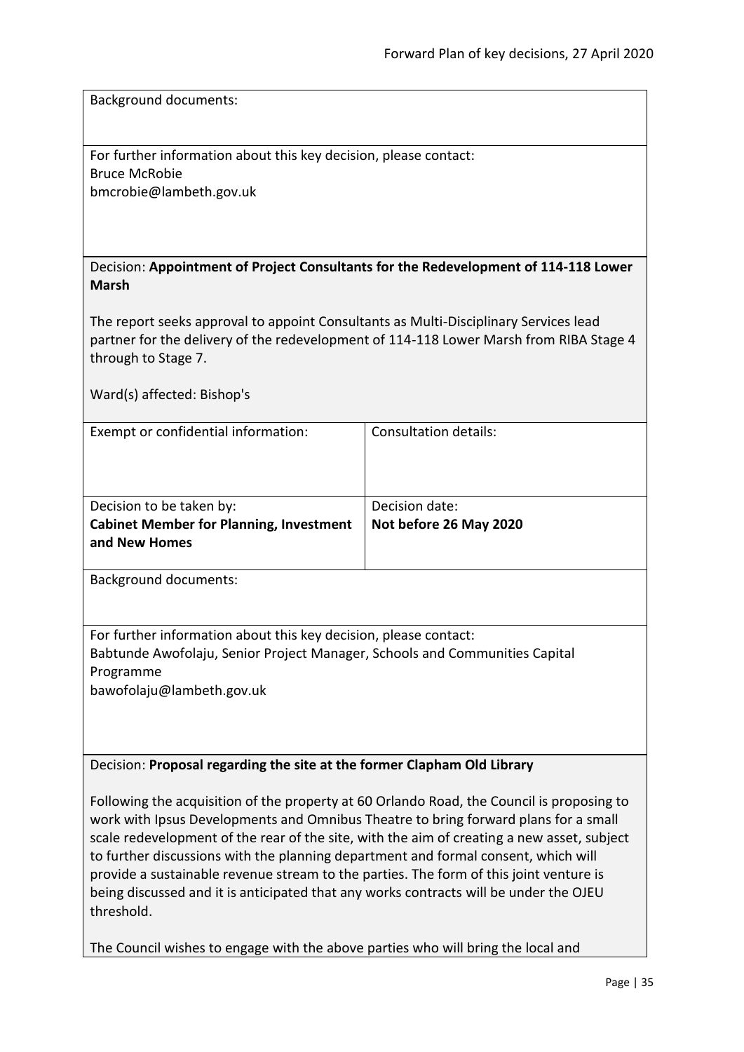Background documents:

For further information about this key decision, please contact:
Bruce McRobie
bmcrobie@lambeth.gov.uk

Decision: **Appointment of Project Consultants for the Redevelopment of 114-118 Lower Marsh**

The report seeks approval to appoint Consultants as Multi-Disciplinary Services lead partner for the delivery of the redevelopment of 114-118 Lower Marsh from RIBA Stage 4 through to Stage 7.

Ward(s) affected: Bishop's

| Exempt or confidential information: | Consultation details: |
|---|---|
| Decision to be taken by:<br>**Cabinet Member for Planning, Investment and New Homes** | Decision date:<br>**Not before 26 May 2020** |

Background documents:

For further information about this key decision, please contact:
Babtunde Awofolaju, Senior Project Manager, Schools and Communities Capital Programme
bawofolaju@lambeth.gov.uk

Decision: **Proposal regarding the site at the former Clapham Old Library**

Following the acquisition of the property at 60 Orlando Road, the Council is proposing to work with Ipsus Developments and Omnibus Theatre to bring forward plans for a small scale redevelopment of the rear of the site, with the aim of creating a new asset, subject to further discussions with the planning department and formal consent, which will provide a sustainable revenue stream to the parties. The form of this joint venture is being discussed and it is anticipated that any works contracts will be under the OJEU threshold.

The Council wishes to engage with the above parties who will bring the local and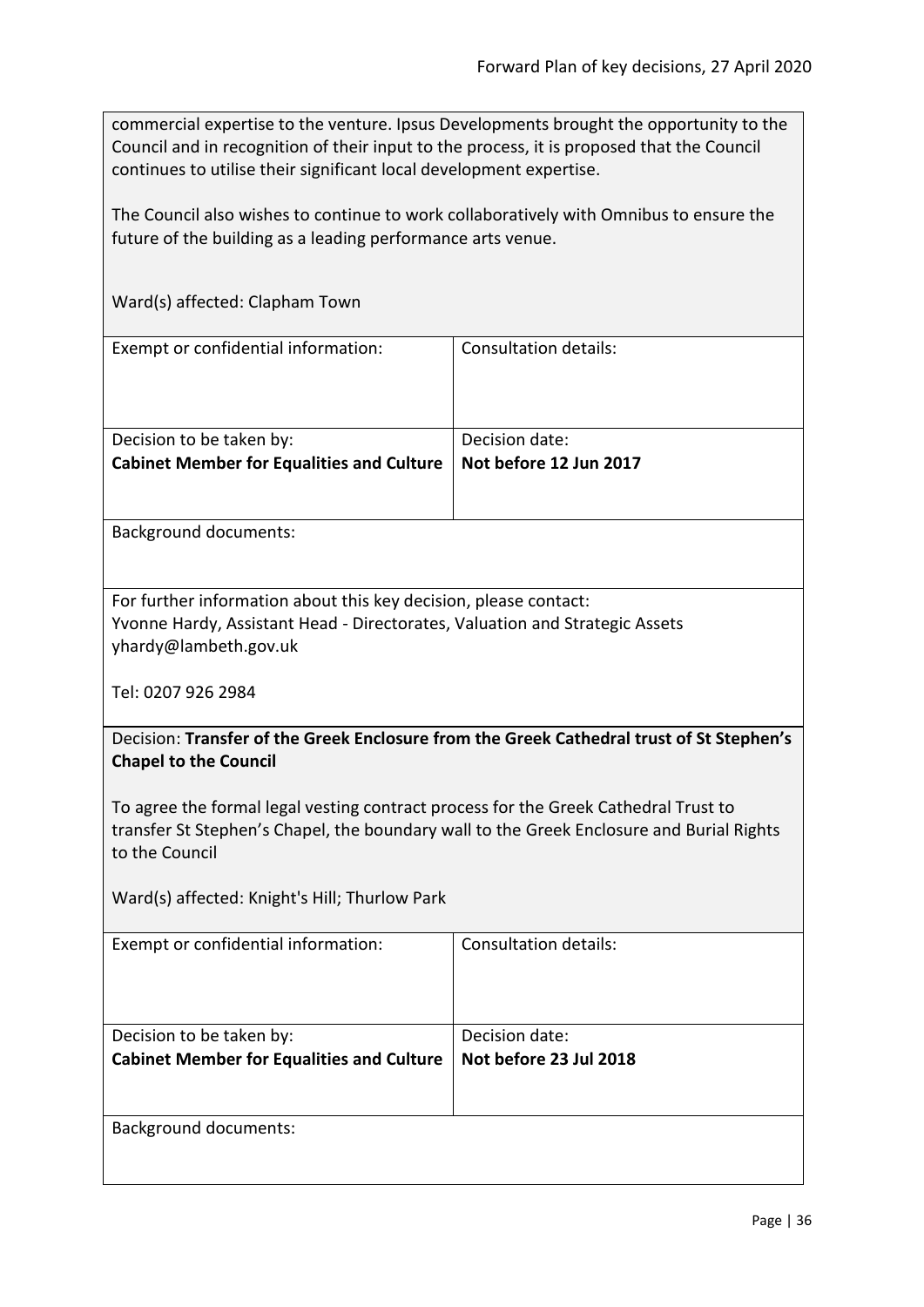commercial expertise to the venture. Ipsus Developments brought the opportunity to the Council and in recognition of their input to the process, it is proposed that the Council continues to utilise their significant local development expertise.

The Council also wishes to continue to work collaboratively with Omnibus to ensure the future of the building as a leading performance arts venue.

Ward(s) affected: Clapham Town

| Exempt or confidential information: | Consultation details: |
|---|---|
| Decision to be taken by: **Cabinet Member for Equalities and Culture** | Decision date: **Not before 12 Jun 2017** |

Background documents:

For further information about this key decision, please contact:
Yvonne Hardy, Assistant Head - Directorates, Valuation and Strategic Assets
yhardy@lambeth.gov.uk

Tel: 0207 926 2984

Decision: **Transfer of the Greek Enclosure from the Greek Cathedral trust of St Stephen's Chapel to the Council**

To agree the formal legal vesting contract process for the Greek Cathedral Trust to transfer St Stephen's Chapel, the boundary wall to the Greek Enclosure and Burial Rights to the Council

Ward(s) affected: Knight's Hill; Thurlow Park

| Exempt or confidential information: | Consultation details: |
|---|---|
| Decision to be taken by: **Cabinet Member for Equalities and Culture** | Decision date: **Not before 23 Jul 2018** |

Background documents: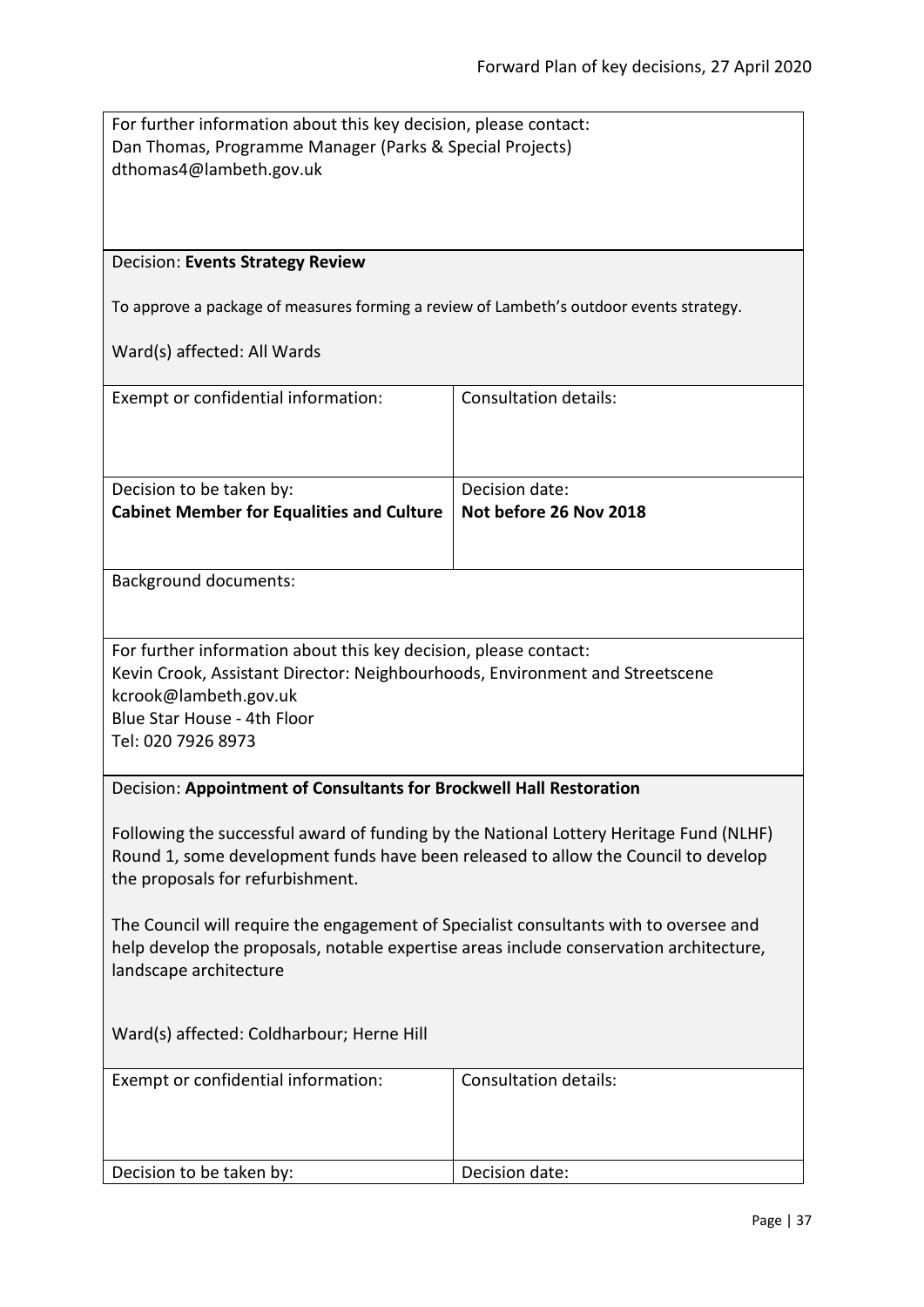For further information about this key decision, please contact:
Dan Thomas, Programme Manager (Parks & Special Projects)
dthomas4@lambeth.gov.uk

Decision: **Events Strategy Review**

To approve a package of measures forming a review of Lambeth's outdoor events strategy.

Ward(s) affected: All Wards

| Exempt or confidential information: | Consultation details: |
| --- | --- |
| Decision to be taken by: **Cabinet Member for Equalities and Culture** | Decision date: **Not before 26 Nov 2018** |

Background documents:

For further information about this key decision, please contact:
Kevin Crook, Assistant Director: Neighbourhoods, Environment and Streetscene
kcrook@lambeth.gov.uk
Blue Star House - 4th Floor
Tel: 020 7926 8973

Decision: **Appointment of Consultants for Brockwell Hall Restoration**

Following the successful award of funding by the National Lottery Heritage Fund (NLHF) Round 1, some development funds have been released to allow the Council to develop the proposals for refurbishment.

The Council will require the engagement of Specialist consultants with to oversee and help develop the proposals, notable expertise areas include conservation architecture, landscape architecture

Ward(s) affected: Coldharbour; Herne Hill

| Exempt or confidential information: | Consultation details: |
| --- | --- |
| Decision to be taken by: | Decision date: |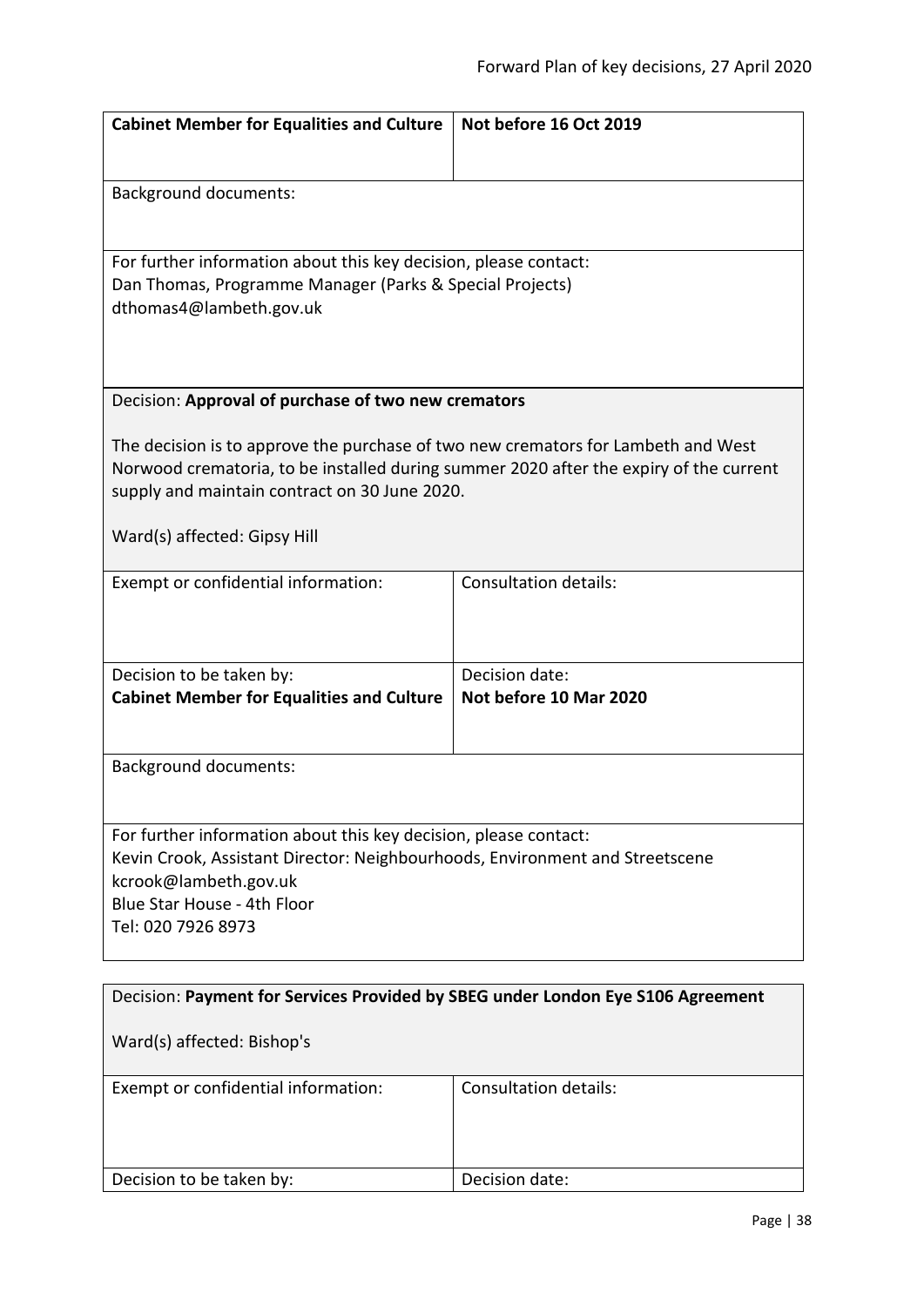| Cabinet Member for Equalities and Culture | Not before 16 Oct 2019 |
|---|---|

Background documents:

For further information about this key decision, please contact:
Dan Thomas, Programme Manager (Parks & Special Projects)
dthomas4@lambeth.gov.uk

Decision: **Approval of purchase of two new cremators**

The decision is to approve the purchase of two new cremators for Lambeth and West Norwood crematoria, to be installed during summer 2020 after the expiry of the current supply and maintain contract on 30 June 2020.

Ward(s) affected: Gipsy Hill

| Exempt or confidential information: | Consultation details: |
|---|---|
| Decision to be taken by: **Cabinet Member for Equalities and Culture** | Decision date: **Not before 10 Mar 2020** |

Background documents:

For further information about this key decision, please contact:
Kevin Crook, Assistant Director: Neighbourhoods, Environment and Streetscene
kcrook@lambeth.gov.uk
Blue Star House - 4th Floor
Tel: 020 7926 8973

Decision: **Payment for Services Provided by SBEG under London Eye S106 Agreement**

Ward(s) affected: Bishop's

| Exempt or confidential information: | Consultation details: |
|---|---|
| Decision to be taken by: | Decision date: |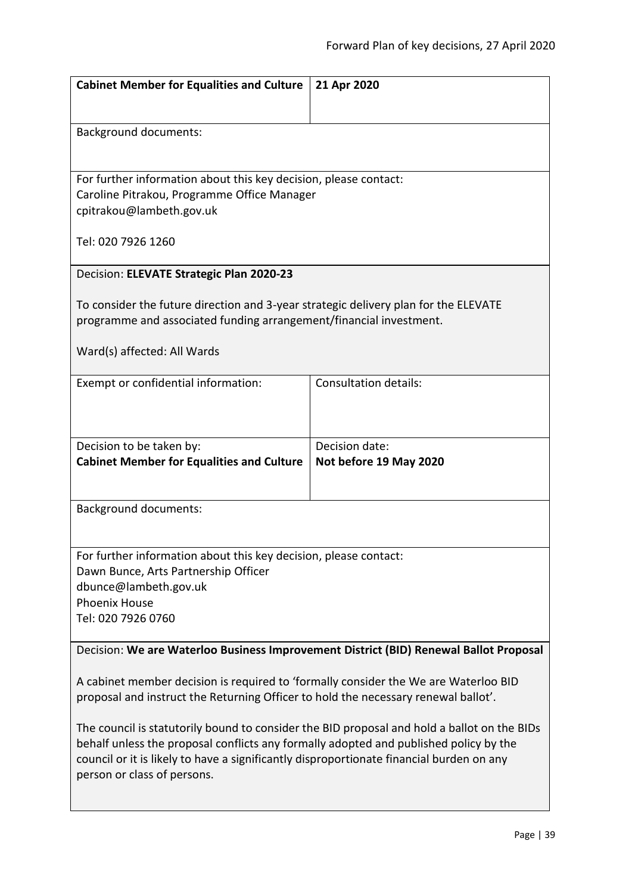| **Cabinet Member for Equalities and Culture** | **21 Apr 2020** |
|---|---|

Background documents:

For further information about this key decision, please contact:
Caroline Pitrakou, Programme Office Manager
cpitrakou@lambeth.gov.uk

Tel: 020 7926 1260

Decision: **ELEVATE Strategic Plan 2020-23**

To consider the future direction and 3-year strategic delivery plan for the ELEVATE programme and associated funding arrangement/financial investment.

Ward(s) affected: All Wards

| Exempt or confidential information: | Consultation details: |
|---|---|
| Decision to be taken by:<br>**Cabinet Member for Equalities and Culture** | Decision date:<br>**Not before 19 May 2020** |

Background documents:

For further information about this key decision, please contact:
Dawn Bunce, Arts Partnership Officer
dbunce@lambeth.gov.uk
Phoenix House
Tel: 020 7926 0760

Decision: **We are Waterloo Business Improvement District (BID) Renewal Ballot Proposal**

A cabinet member decision is required to 'formally consider the We are Waterloo BID proposal and instruct the Returning Officer to hold the necessary renewal ballot'.

The council is statutorily bound to consider the BID proposal and hold a ballot on the BIDs behalf unless the proposal conflicts any formally adopted and published policy by the council or it is likely to have a significantly disproportionate financial burden on any person or class of persons.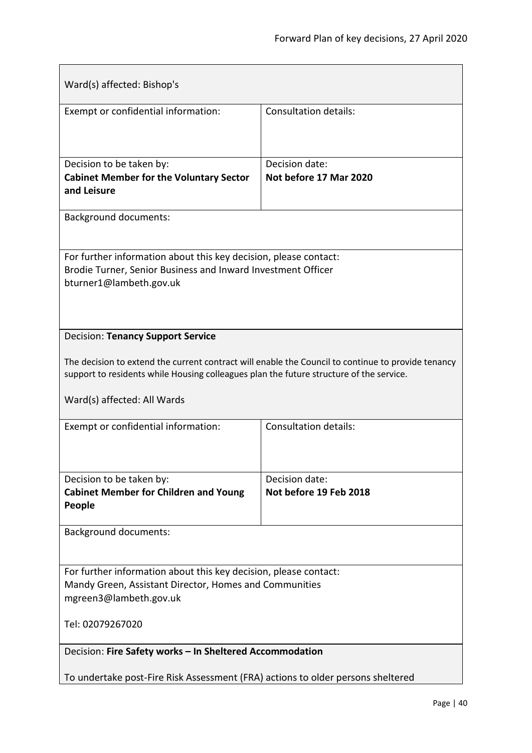Ward(s) affected: Bishop's

| Exempt or confidential information: | Consultation details: |
|---|---|
| Decision to be taken by: **Cabinet Member for the Voluntary Sector and Leisure** | Decision date: **Not before 17 Mar 2020** |

Background documents:

For further information about this key decision, please contact:
Brodie Turner, Senior Business and Inward Investment Officer
bturner1@lambeth.gov.uk

Decision: **Tenancy Support Service**

The decision to extend the current contract will enable the Council to continue to provide tenancy support to residents while Housing colleagues plan the future structure of the service.

Ward(s) affected: All Wards

| Exempt or confidential information: | Consultation details: |
|---|---|
| Decision to be taken by: **Cabinet Member for Children and Young People** | Decision date: **Not before 19 Feb 2018** |

Background documents:

For further information about this key decision, please contact:
Mandy Green, Assistant Director, Homes and Communities
mgreen3@lambeth.gov.uk

Tel: 02079267020

Decision: **Fire Safety works – In Sheltered Accommodation**

To undertake post-Fire Risk Assessment (FRA) actions to older persons sheltered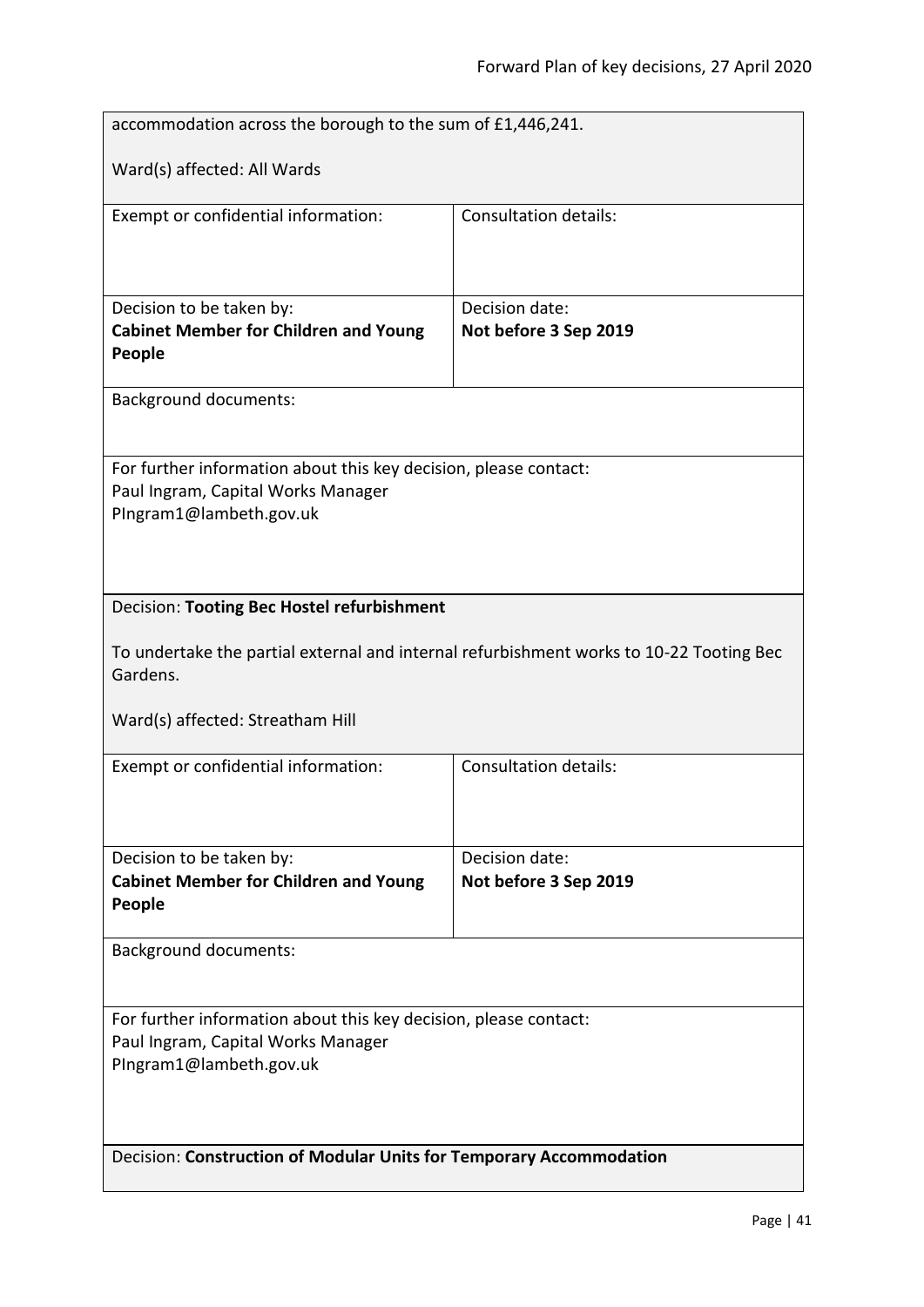accommodation across the borough to the sum of £1,446,241.

Ward(s) affected: All Wards

| Exempt or confidential information: | Consultation details: |
| --- | --- |
| Decision to be taken by: **Cabinet Member for Children and Young People** | Decision date: **Not before 3 Sep 2019** |

Background documents:

For further information about this key decision, please contact:
Paul Ingram, Capital Works Manager
PIngram1@lambeth.gov.uk

Decision: **Tooting Bec Hostel refurbishment**

To undertake the partial external and internal refurbishment works to 10-22 Tooting Bec Gardens.

Ward(s) affected: Streatham Hill

| Exempt or confidential information: | Consultation details: |
| --- | --- |
| Decision to be taken by: **Cabinet Member for Children and Young People** | Decision date: **Not before 3 Sep 2019** |

Background documents:

For further information about this key decision, please contact:
Paul Ingram, Capital Works Manager
PIngram1@lambeth.gov.uk

Decision: **Construction of Modular Units for Temporary Accommodation**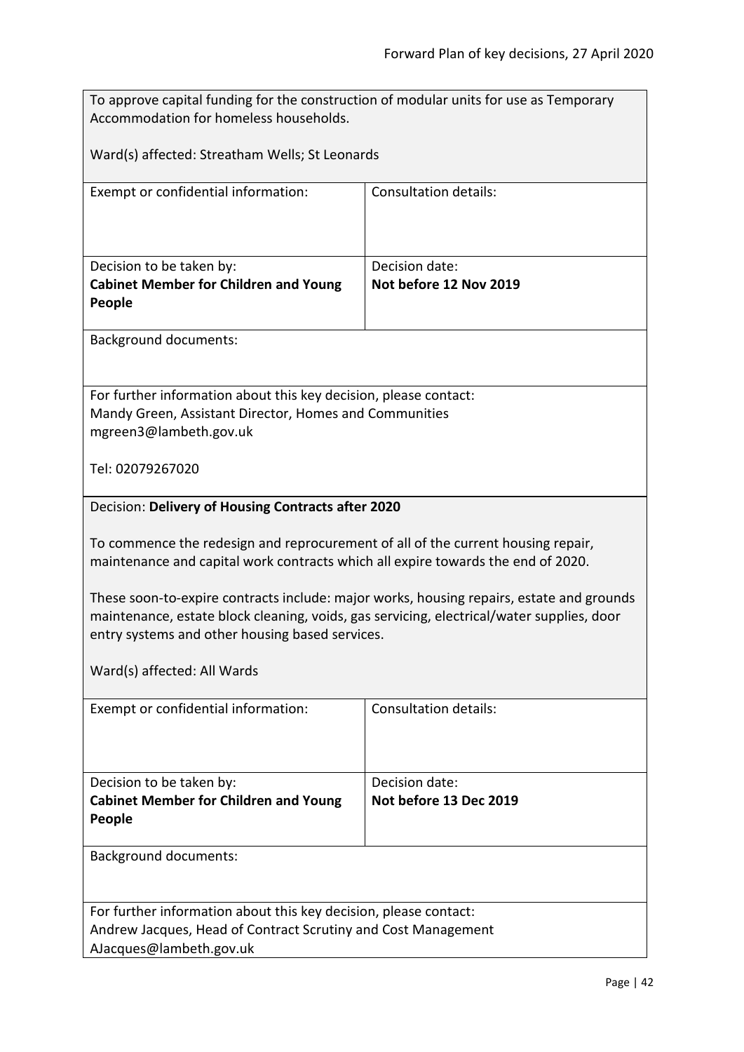To approve capital funding for the construction of modular units for use as Temporary Accommodation for homeless households.

Ward(s) affected: Streatham Wells; St Leonards

| Exempt or confidential information: | Consultation details: |
|---|---|
| Decision to be taken by: **Cabinet Member for Children and Young People** | Decision date: **Not before 12 Nov 2019** |

Background documents:

For further information about this key decision, please contact:
Mandy Green, Assistant Director, Homes and Communities
mgreen3@lambeth.gov.uk

Tel: 02079267020

Decision: **Delivery of Housing Contracts after 2020**

To commence the redesign and reprocurement of all of the current housing repair, maintenance and capital work contracts which all expire towards the end of 2020.

These soon-to-expire contracts include: major works, housing repairs, estate and grounds maintenance, estate block cleaning, voids, gas servicing, electrical/water supplies, door entry systems and other housing based services.

Ward(s) affected: All Wards

| Exempt or confidential information: | Consultation details: |
|---|---|
| Decision to be taken by: **Cabinet Member for Children and Young People** | Decision date: **Not before 13 Dec 2019** |

Background documents:

For further information about this key decision, please contact:
Andrew Jacques, Head of Contract Scrutiny and Cost Management
AJacques@lambeth.gov.uk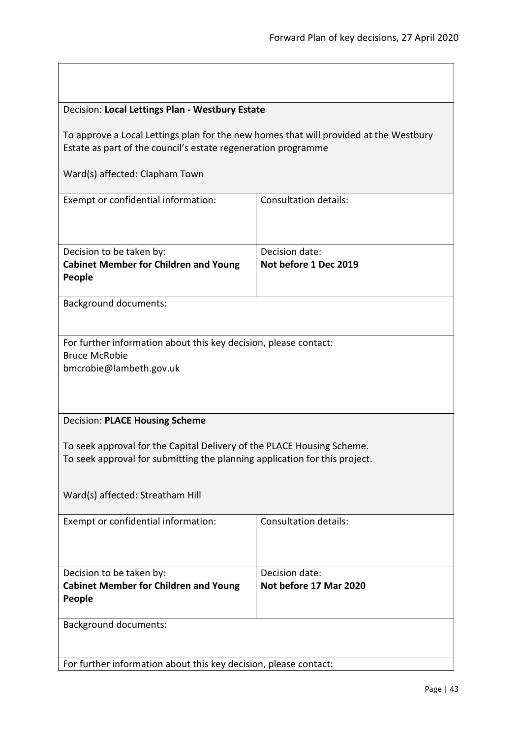Decision: **Local Lettings Plan - Westbury Estate**

To approve a Local Lettings plan for the new homes that will provided at the Westbury Estate as part of the council's estate regeneration programme

Ward(s) affected: Clapham Town

| Exempt or confidential information: | Consultation details: |
| --- | --- |
| Decision to be taken by:<br>**Cabinet Member for Children and Young People** | Decision date:<br>**Not before 1 Dec 2019** |

Background documents:

For further information about this key decision, please contact:
Bruce McRobie
bmcrobie@lambeth.gov.uk

Decision: **PLACE Housing Scheme**

To seek approval for the Capital Delivery of the PLACE Housing Scheme.
To seek approval for submitting the planning application for this project.

Ward(s) affected: Streatham Hill

| Exempt or confidential information: | Consultation details: |
| --- | --- |
| Decision to be taken by:<br>**Cabinet Member for Children and Young People** | Decision date:<br>**Not before 17 Mar 2020** |

Background documents:

For further information about this key decision, please contact: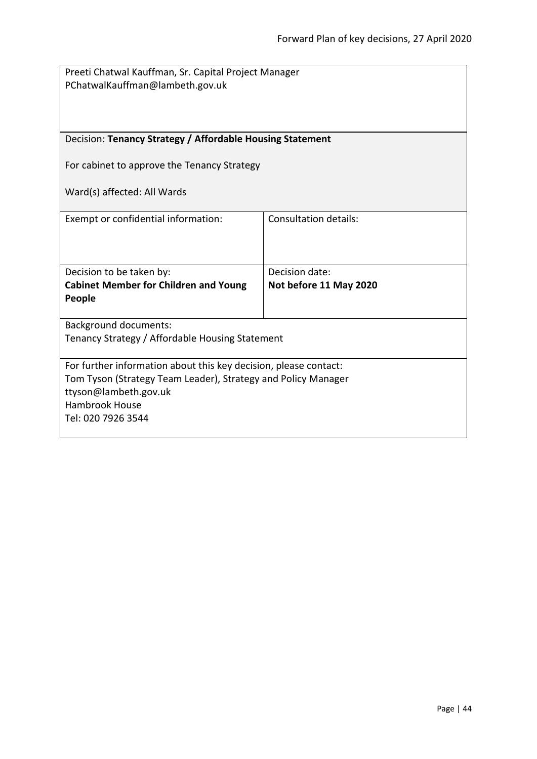Preeti Chatwal Kauffman, Sr. Capital Project Manager
PChatwalKauffman@lambeth.gov.uk

Decision: **Tenancy Strategy / Affordable Housing Statement**

For cabinet to approve the Tenancy Strategy

Ward(s) affected: All Wards

| | |
|---|---|
| Exempt or confidential information: | Consultation details: |
| Decision to be taken by:<br>**Cabinet Member for Children and Young People** | Decision date:<br>**Not before 11 May 2020** |

Background documents:
Tenancy Strategy / Affordable Housing Statement

For further information about this key decision, please contact:
Tom Tyson (Strategy Team Leader), Strategy and Policy Manager
ttyson@lambeth.gov.uk
Hambrook House
Tel: 020 7926 3544